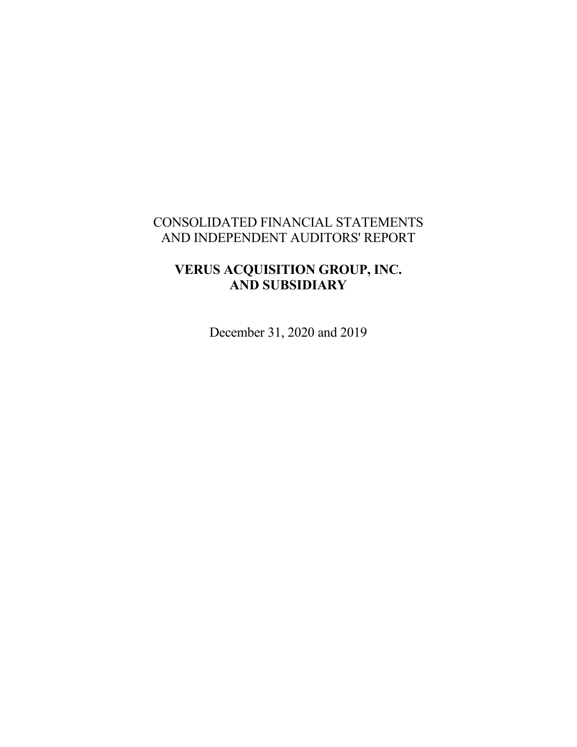CONSOLIDATED FINANCIAL STATEMENTS
AND INDEPENDENT AUDITORS' REPORT

**VERUS ACQUISITION GROUP, INC.**
**AND SUBSIDIARY**

December 31, 2020 and 2019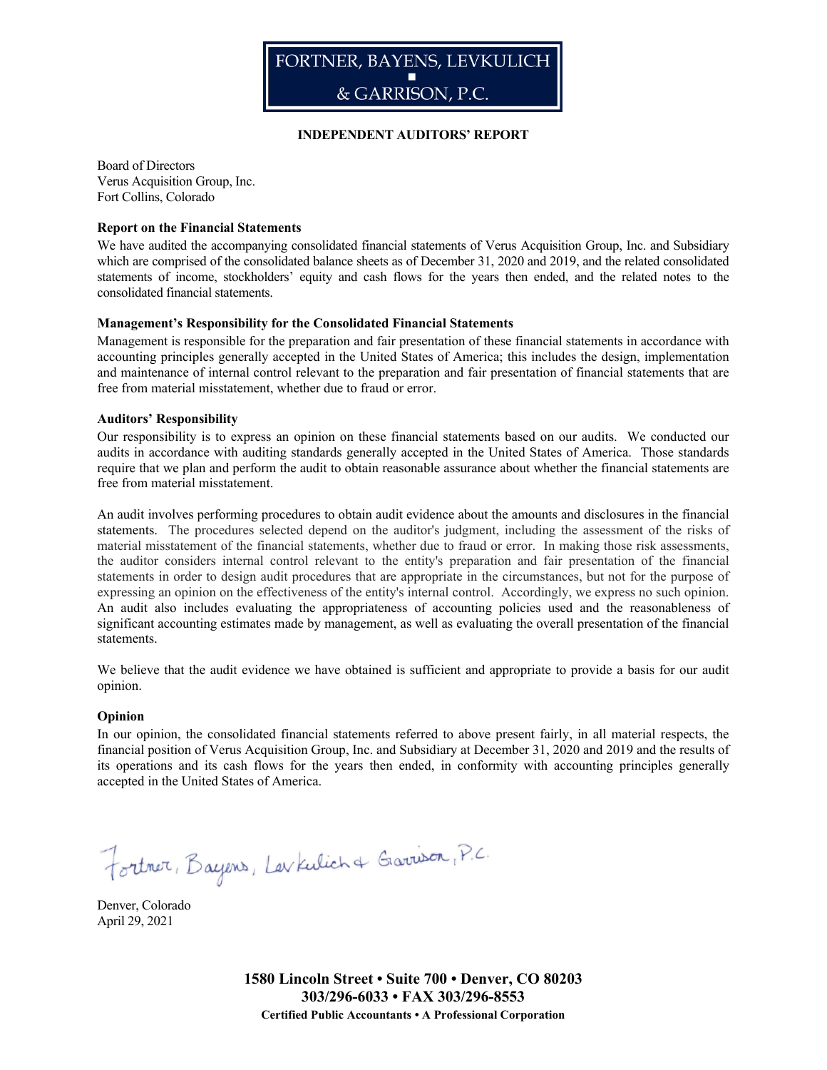FORTNER, BAYENS, LEVKULICH & GARRISON, P.C.

**INDEPENDENT AUDITORS' REPORT**

Board of Directors
Verus Acquisition Group, Inc.
Fort Collins, Colorado

**Report on the Financial Statements**

We have audited the accompanying consolidated financial statements of Verus Acquisition Group, Inc. and Subsidiary which are comprised of the consolidated balance sheets as of December 31, 2020 and 2019, and the related consolidated statements of income, stockholders' equity and cash flows for the years then ended, and the related notes to the consolidated financial statements.

**Management's Responsibility for the Consolidated Financial Statements**

Management is responsible for the preparation and fair presentation of these financial statements in accordance with accounting principles generally accepted in the United States of America; this includes the design, implementation and maintenance of internal control relevant to the preparation and fair presentation of financial statements that are free from material misstatement, whether due to fraud or error.

**Auditors' Responsibility**

Our responsibility is to express an opinion on these financial statements based on our audits. We conducted our audits in accordance with auditing standards generally accepted in the United States of America. Those standards require that we plan and perform the audit to obtain reasonable assurance about whether the financial statements are free from material misstatement.

An audit involves performing procedures to obtain audit evidence about the amounts and disclosures in the financial statements. The procedures selected depend on the auditor's judgment, including the assessment of the risks of material misstatement of the financial statements, whether due to fraud or error. In making those risk assessments, the auditor considers internal control relevant to the entity's preparation and fair presentation of the financial statements in order to design audit procedures that are appropriate in the circumstances, but not for the purpose of expressing an opinion on the effectiveness of the entity's internal control. Accordingly, we express no such opinion. An audit also includes evaluating the appropriateness of accounting policies used and the reasonableness of significant accounting estimates made by management, as well as evaluating the overall presentation of the financial statements.

We believe that the audit evidence we have obtained is sufficient and appropriate to provide a basis for our audit opinion.

**Opinion**

In our opinion, the consolidated financial statements referred to above present fairly, in all material respects, the financial position of Verus Acquisition Group, Inc. and Subsidiary at December 31, 2020 and 2019 and the results of its operations and its cash flows for the years then ended, in conformity with accounting principles generally accepted in the United States of America.

Fortner, Bayens, Levkulich & Garrison, P.C.

Denver, Colorado
April 29, 2021

**1580 Lincoln Street • Suite 700 • Denver, CO 80203**
**303/296-6033 • FAX 303/296-8553**
**Certified Public Accountants • A Professional Corporation**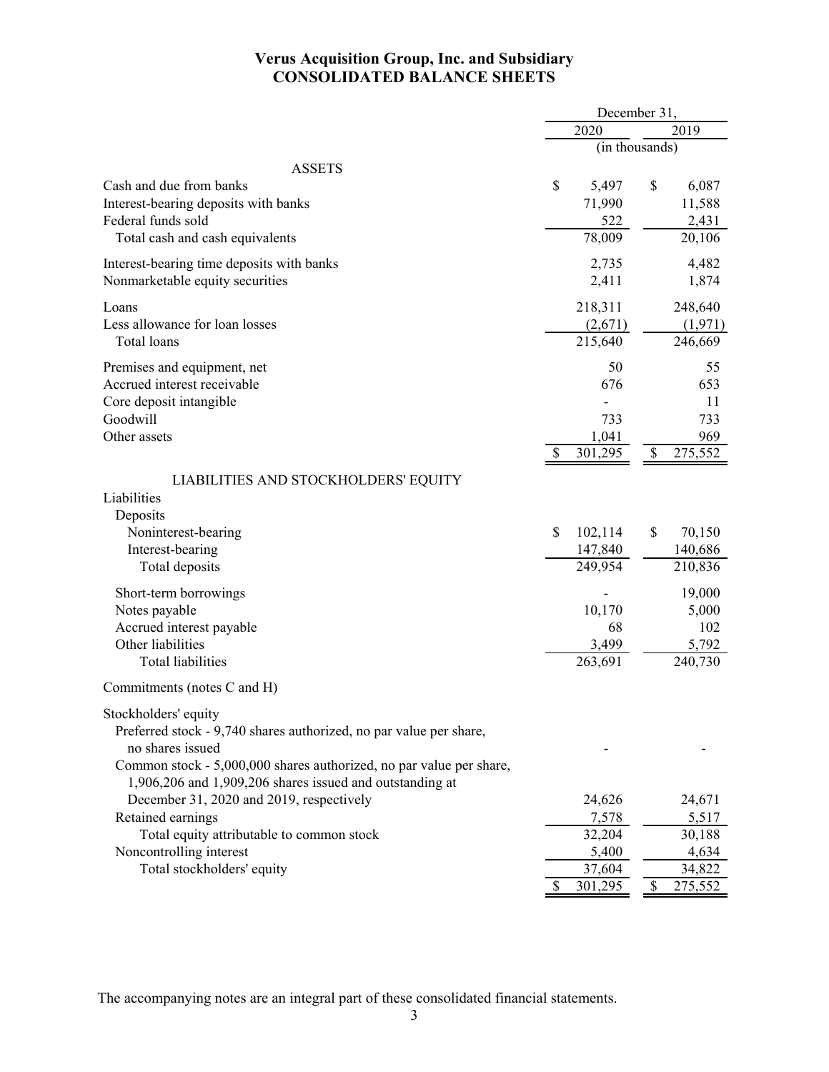# Verus Acquisition Group, Inc. and Subsidiary
## CONSOLIDATED BALANCE SHEETS

| | December 31, | |
|---|---|---|
| | 2020 | 2019 |
| | (in thousands) | |
| **ASSETS** | | |
| Cash and due from banks | $ 5,497 | $ 6,087 |
| Interest-bearing deposits with banks | 71,990 | 11,588 |
| Federal funds sold | 522 | 2,431 |
| Total cash and cash equivalents | 78,009 | 20,106 |
| Interest-bearing time deposits with banks | 2,735 | 4,482 |
| Nonmarketable equity securities | 2,411 | 1,874 |
| Loans | 218,311 | 248,640 |
| Less allowance for loan losses | (2,671) | (1,971) |
| Total loans | 215,640 | 246,669 |
| Premises and equipment, net | 50 | 55 |
| Accrued interest receivable | 676 | 653 |
| Core deposit intangible | - | 11 |
| Goodwill | 733 | 733 |
| Other assets | 1,041 | 969 |
| | $ 301,295 | $ 275,552 |
| **LIABILITIES AND STOCKHOLDERS' EQUITY** | | |
| Liabilities | | |
| Deposits | | |
| Noninterest-bearing | $ 102,114 | $ 70,150 |
| Interest-bearing | 147,840 | 140,686 |
| Total deposits | 249,954 | 210,836 |
| Short-term borrowings | - | 19,000 |
| Notes payable | 10,170 | 5,000 |
| Accrued interest payable | 68 | 102 |
| Other liabilities | 3,499 | 5,792 |
| Total liabilities | 263,691 | 240,730 |
| Commitments (notes C and H) | | |
| Stockholders' equity | | |
| Preferred stock - 9,740 shares authorized, no par value per share, no shares issued | - | - |
| Common stock - 5,000,000 shares authorized, no par value per share, 1,906,206 and 1,909,206 shares issued and outstanding at December 31, 2020 and 2019, respectively | 24,626 | 24,671 |
| Retained earnings | 7,578 | 5,517 |
| Total equity attributable to common stock | 32,204 | 30,188 |
| Noncontrolling interest | 5,400 | 4,634 |
| Total stockholders' equity | 37,604 | 34,822 |
| | $ 301,295 | $ 275,552 |

The accompanying notes are an integral part of these consolidated financial statements.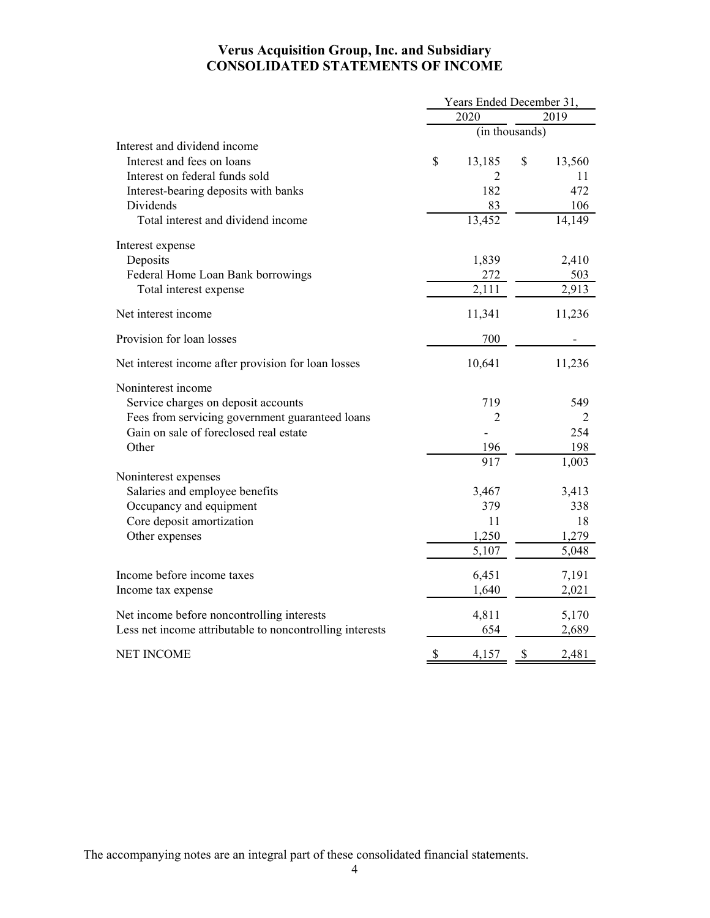# Verus Acquisition Group, Inc. and Subsidiary
## CONSOLIDATED STATEMENTS OF INCOME

| | Years Ended December 31, | |
|---|---|---|
| | 2020 | 2019 |
| | (in thousands) | |
| Interest and dividend income | | |
| Interest and fees on loans | $ 13,185 | $ 13,560 |
| Interest on federal funds sold | 2 | 11 |
| Interest-bearing deposits with banks | 182 | 472 |
| Dividends | 83 | 106 |
| Total interest and dividend income | 13,452 | 14,149 |
| Interest expense | | |
| Deposits | 1,839 | 2,410 |
| Federal Home Loan Bank borrowings | 272 | 503 |
| Total interest expense | 2,111 | 2,913 |
| Net interest income | 11,341 | 11,236 |
| Provision for loan losses | 700 | - |
| Net interest income after provision for loan losses | 10,641 | 11,236 |
| Noninterest income | | |
| Service charges on deposit accounts | 719 | 549 |
| Fees from servicing government guaranteed loans | 2 | 2 |
| Gain on sale of foreclosed real estate | - | 254 |
| Other | 196 | 198 |
| | 917 | 1,003 |
| Noninterest expenses | | |
| Salaries and employee benefits | 3,467 | 3,413 |
| Occupancy and equipment | 379 | 338 |
| Core deposit amortization | 11 | 18 |
| Other expenses | 1,250 | 1,279 |
| | 5,107 | 5,048 |
| Income before income taxes | 6,451 | 7,191 |
| Income tax expense | 1,640 | 2,021 |
| Net income before noncontrolling interests | 4,811 | 5,170 |
| Less net income attributable to noncontrolling interests | 654 | 2,689 |
| NET INCOME | $ 4,157 | $ 2,481 |

The accompanying notes are an integral part of these consolidated financial statements.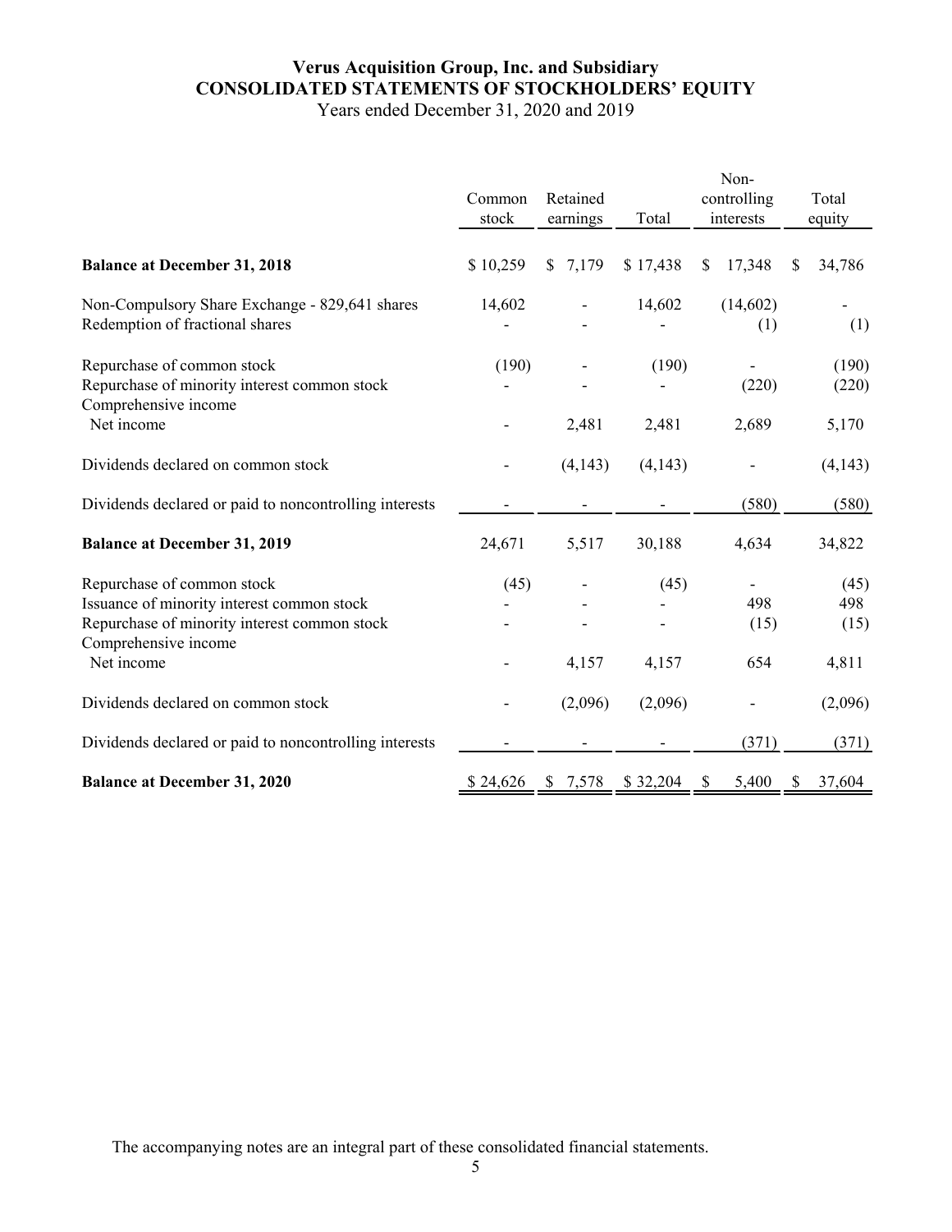# Verus Acquisition Group, Inc. and Subsidiary
## CONSOLIDATED STATEMENTS OF STOCKHOLDERS' EQUITY
Years ended December 31, 2020 and 2019

| | Common stock | Retained earnings | Total | Non-controlling interests | Total equity |
|---|---|---|---|---|---|
| **Balance at December 31, 2018** | $ 10,259 | $ 7,179 | $ 17,438 | $ 17,348 | $ 34,786 |
| Non-Compulsory Share Exchange - 829,641 shares | 14,602 | - | 14,602 | (14,602) | - |
| Redemption of fractional shares | - | - | - | (1) | (1) |
| Repurchase of common stock | (190) | - | (190) | - | (190) |
| Repurchase of minority interest common stock | - | - | - | (220) | (220) |
| Comprehensive income | | | | | |
| Net income | - | 2,481 | 2,481 | 2,689 | 5,170 |
| Dividends declared on common stock | - | (4,143) | (4,143) | - | (4,143) |
| Dividends declared or paid to noncontrolling interests | - | - | - | (580) | (580) |
| **Balance at December 31, 2019** | 24,671 | 5,517 | 30,188 | 4,634 | 34,822 |
| Repurchase of common stock | (45) | - | (45) | - | (45) |
| Issuance of minority interest common stock | - | - | - | 498 | 498 |
| Repurchase of minority interest common stock | - | - | - | (15) | (15) |
| Comprehensive income | | | | | |
| Net income | - | 4,157 | 4,157 | 654 | 4,811 |
| Dividends declared on common stock | - | (2,096) | (2,096) | - | (2,096) |
| Dividends declared or paid to noncontrolling interests | - | - | - | (371) | (371) |
| **Balance at December 31, 2020** | $ 24,626 | $ 7,578 | $ 32,204 | $ 5,400 | $ 37,604 |

The accompanying notes are an integral part of these consolidated financial statements.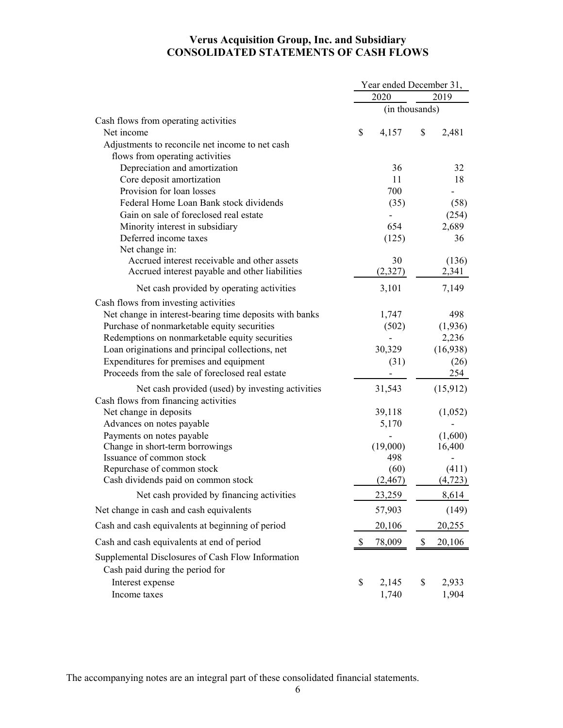# Verus Acquisition Group, Inc. and Subsidiary
## CONSOLIDATED STATEMENTS OF CASH FLOWS

| | Year ended December 31, | |
|---|---|---|
| | 2020 | 2019 |
| | (in thousands) | |
| Cash flows from operating activities | | |
| Net income | $ 4,157 | $ 2,481 |
| Adjustments to reconcile net income to net cash flows from operating activities | | |
| Depreciation and amortization | 36 | 32 |
| Core deposit amortization | 11 | 18 |
| Provision for loan losses | 700 | - |
| Federal Home Loan Bank stock dividends | (35) | (58) |
| Gain on sale of foreclosed real estate | - | (254) |
| Minority interest in subsidiary | 654 | 2,689 |
| Deferred income taxes | (125) | 36 |
| Net change in: | | |
| Accrued interest receivable and other assets | 30 | (136) |
| Accrued interest payable and other liabilities | (2,327) | 2,341 |
| Net cash provided by operating activities | 3,101 | 7,149 |
| Cash flows from investing activities | | |
| Net change in interest-bearing time deposits with banks | 1,747 | 498 |
| Purchase of nonmarketable equity securities | (502) | (1,936) |
| Redemptions on nonmarketable equity securities | - | 2,236 |
| Loan originations and principal collections, net | 30,329 | (16,938) |
| Expenditures for premises and equipment | (31) | (26) |
| Proceeds from the sale of foreclosed real estate | - | 254 |
| Net cash provided (used) by investing activities | 31,543 | (15,912) |
| Cash flows from financing activities | | |
| Net change in deposits | 39,118 | (1,052) |
| Advances on notes payable | 5,170 | - |
| Payments on notes payable | - | (1,600) |
| Change in short-term borrowings | (19,000) | 16,400 |
| Issuance of common stock | 498 | - |
| Repurchase of common stock | (60) | (411) |
| Cash dividends paid on common stock | (2,467) | (4,723) |
| Net cash provided by financing activities | 23,259 | 8,614 |
| Net change in cash and cash equivalents | 57,903 | (149) |
| Cash and cash equivalents at beginning of period | 20,106 | 20,255 |
| Cash and cash equivalents at end of period | $ 78,009 | $ 20,106 |
| Supplemental Disclosures of Cash Flow Information | | |
| Cash paid during the period for | | |
| Interest expense | $ 2,145 | $ 2,933 |
| Income taxes | 1,740 | 1,904 |

The accompanying notes are an integral part of these consolidated financial statements.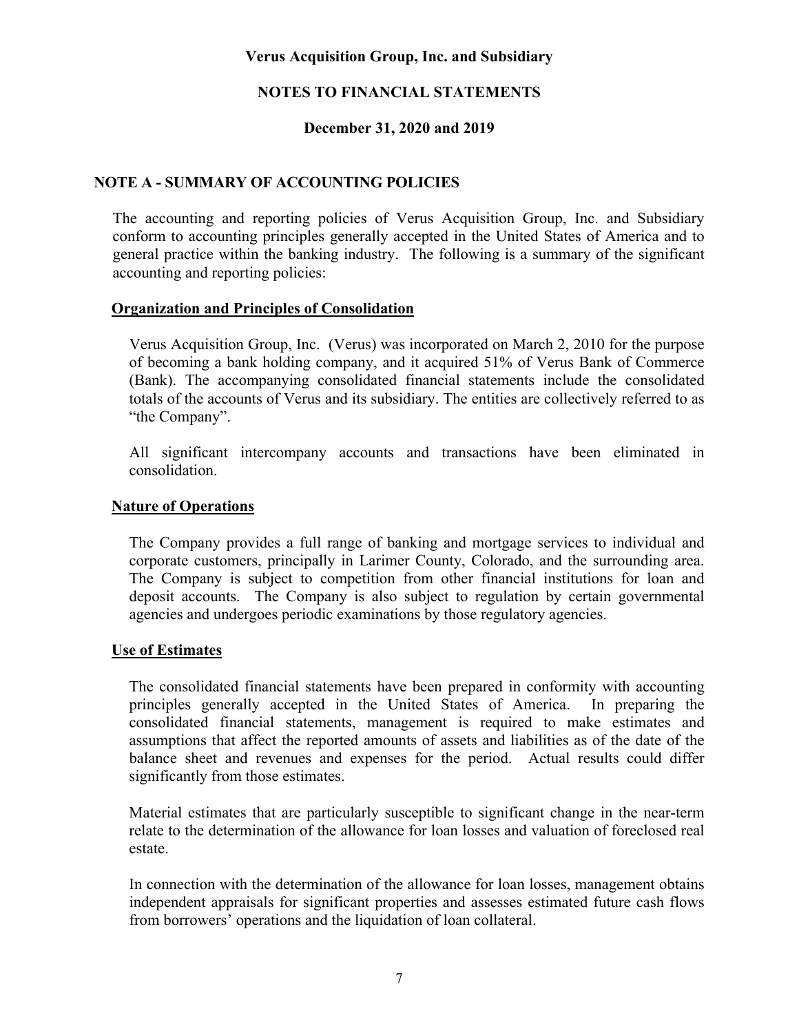**Verus Acquisition Group, Inc. and Subsidiary**

**NOTES TO FINANCIAL STATEMENTS**

**December 31, 2020 and 2019**

## NOTE A - SUMMARY OF ACCOUNTING POLICIES

The accounting and reporting policies of Verus Acquisition Group, Inc. and Subsidiary conform to accounting principles generally accepted in the United States of America and to general practice within the banking industry. The following is a summary of the significant accounting and reporting policies:

### Organization and Principles of Consolidation

Verus Acquisition Group, Inc. (Verus) was incorporated on March 2, 2010 for the purpose of becoming a bank holding company, and it acquired 51% of Verus Bank of Commerce (Bank). The accompanying consolidated financial statements include the consolidated totals of the accounts of Verus and its subsidiary. The entities are collectively referred to as "the Company".

All significant intercompany accounts and transactions have been eliminated in consolidation.

### Nature of Operations

The Company provides a full range of banking and mortgage services to individual and corporate customers, principally in Larimer County, Colorado, and the surrounding area. The Company is subject to competition from other financial institutions for loan and deposit accounts. The Company is also subject to regulation by certain governmental agencies and undergoes periodic examinations by those regulatory agencies.

### Use of Estimates

The consolidated financial statements have been prepared in conformity with accounting principles generally accepted in the United States of America. In preparing the consolidated financial statements, management is required to make estimates and assumptions that affect the reported amounts of assets and liabilities as of the date of the balance sheet and revenues and expenses for the period. Actual results could differ significantly from those estimates.

Material estimates that are particularly susceptible to significant change in the near-term relate to the determination of the allowance for loan losses and valuation of foreclosed real estate.

In connection with the determination of the allowance for loan losses, management obtains independent appraisals for significant properties and assesses estimated future cash flows from borrowers' operations and the liquidation of loan collateral.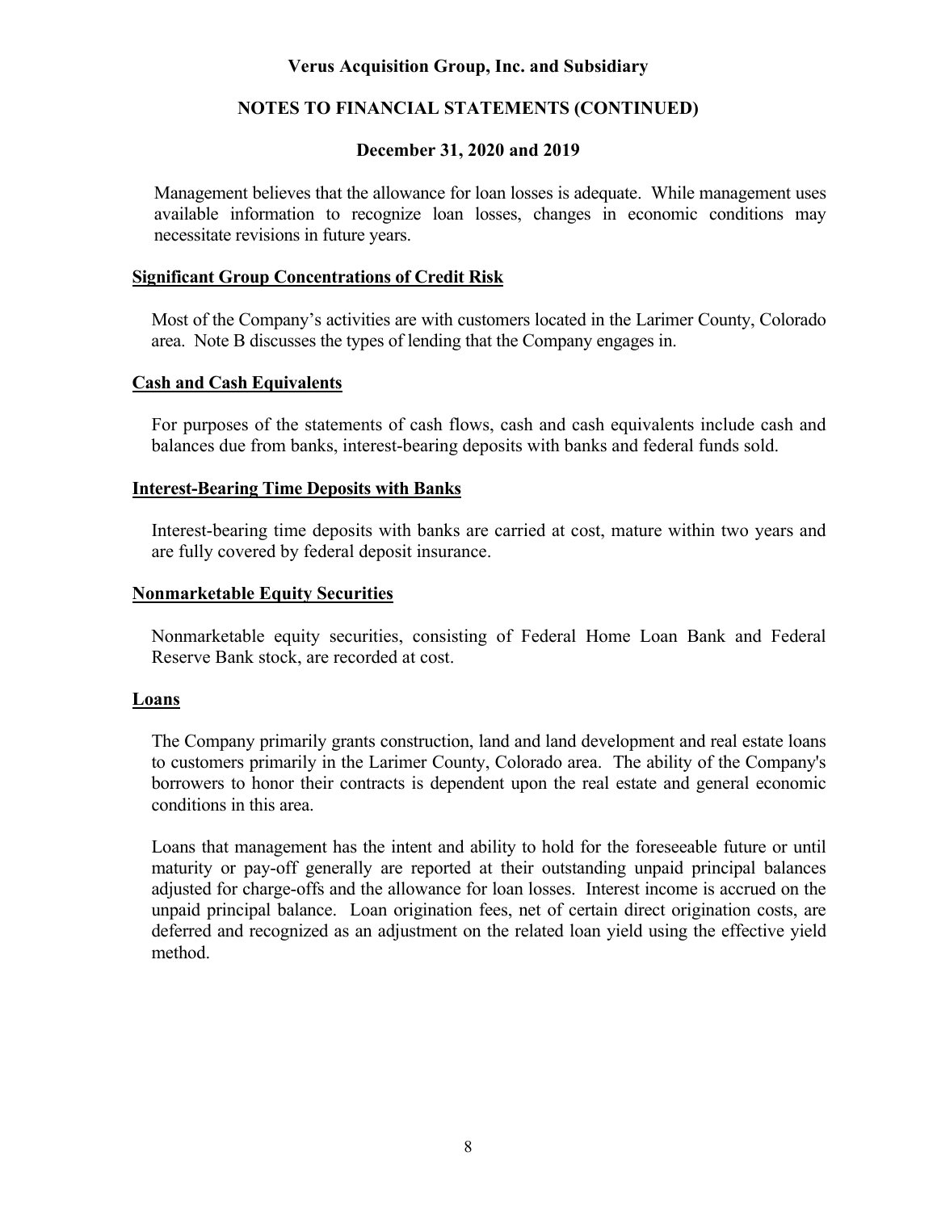Management believes that the allowance for loan losses is adequate. While management uses available information to recognize loan losses, changes in economic conditions may necessitate revisions in future years.

## Significant Group Concentrations of Credit Risk

Most of the Company's activities are with customers located in the Larimer County, Colorado area. Note B discusses the types of lending that the Company engages in.

## Cash and Cash Equivalents

For purposes of the statements of cash flows, cash and cash equivalents include cash and balances due from banks, interest-bearing deposits with banks and federal funds sold.

## Interest-Bearing Time Deposits with Banks

Interest-bearing time deposits with banks are carried at cost, mature within two years and are fully covered by federal deposit insurance.

## Nonmarketable Equity Securities

Nonmarketable equity securities, consisting of Federal Home Loan Bank and Federal Reserve Bank stock, are recorded at cost.

## Loans

The Company primarily grants construction, land and land development and real estate loans to customers primarily in the Larimer County, Colorado area. The ability of the Company's borrowers to honor their contracts is dependent upon the real estate and general economic conditions in this area.

Loans that management has the intent and ability to hold for the foreseeable future or until maturity or pay-off generally are reported at their outstanding unpaid principal balances adjusted for charge-offs and the allowance for loan losses. Interest income is accrued on the unpaid principal balance. Loan origination fees, net of certain direct origination costs, are deferred and recognized as an adjustment on the related loan yield using the effective yield method.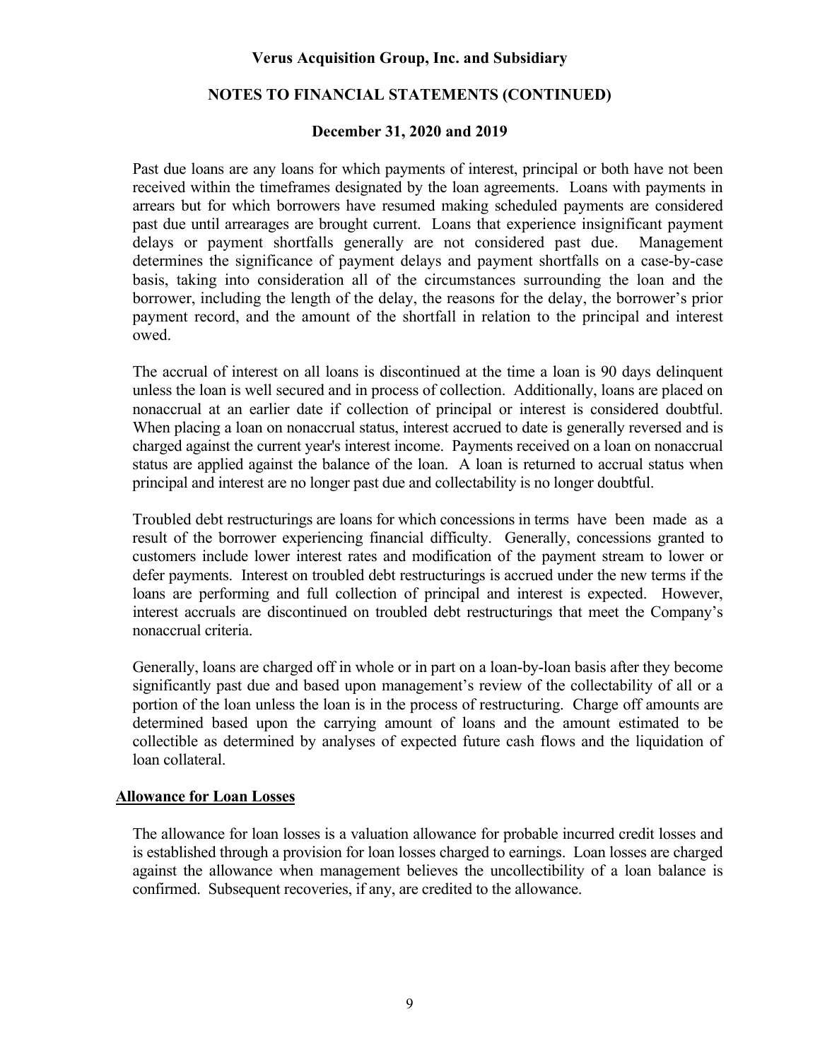Past due loans are any loans for which payments of interest, principal or both have not been received within the timeframes designated by the loan agreements. Loans with payments in arrears but for which borrowers have resumed making scheduled payments are considered past due until arrearages are brought current. Loans that experience insignificant payment delays or payment shortfalls generally are not considered past due. Management determines the significance of payment delays and payment shortfalls on a case-by-case basis, taking into consideration all of the circumstances surrounding the loan and the borrower, including the length of the delay, the reasons for the delay, the borrower's prior payment record, and the amount of the shortfall in relation to the principal and interest owed.

The accrual of interest on all loans is discontinued at the time a loan is 90 days delinquent unless the loan is well secured and in process of collection. Additionally, loans are placed on nonaccrual at an earlier date if collection of principal or interest is considered doubtful. When placing a loan on nonaccrual status, interest accrued to date is generally reversed and is charged against the current year's interest income. Payments received on a loan on nonaccrual status are applied against the balance of the loan. A loan is returned to accrual status when principal and interest are no longer past due and collectability is no longer doubtful.

Troubled debt restructurings are loans for which concessions in terms have been made as a result of the borrower experiencing financial difficulty. Generally, concessions granted to customers include lower interest rates and modification of the payment stream to lower or defer payments. Interest on troubled debt restructurings is accrued under the new terms if the loans are performing and full collection of principal and interest is expected. However, interest accruals are discontinued on troubled debt restructurings that meet the Company's nonaccrual criteria.

Generally, loans are charged off in whole or in part on a loan-by-loan basis after they become significantly past due and based upon management's review of the collectability of all or a portion of the loan unless the loan is in the process of restructuring. Charge off amounts are determined based upon the carrying amount of loans and the amount estimated to be collectible as determined by analyses of expected future cash flows and the liquidation of loan collateral.

## Allowance for Loan Losses

The allowance for loan losses is a valuation allowance for probable incurred credit losses and is established through a provision for loan losses charged to earnings. Loan losses are charged against the allowance when management believes the uncollectibility of a loan balance is confirmed. Subsequent recoveries, if any, are credited to the allowance.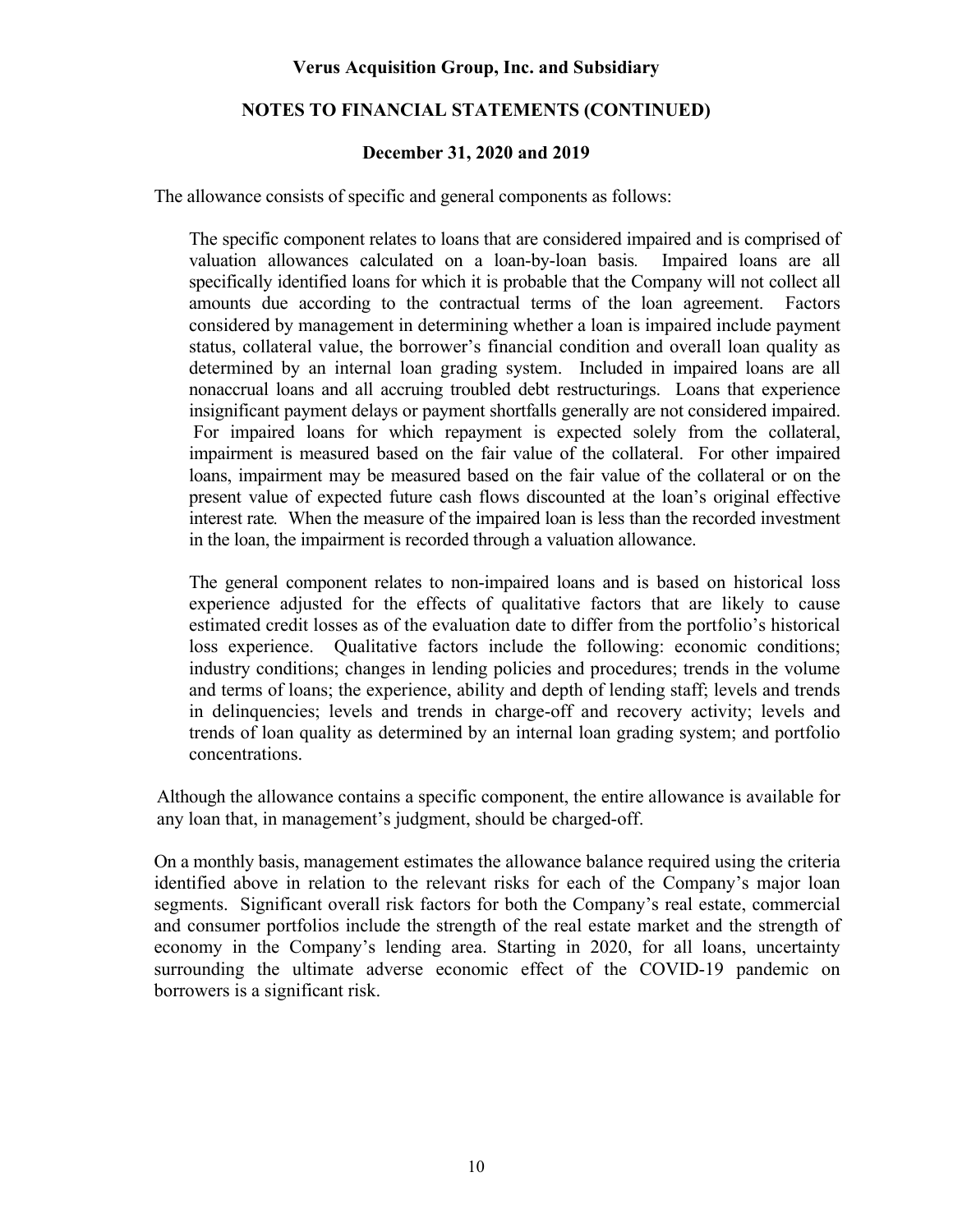The allowance consists of specific and general components as follows:

> The specific component relates to loans that are considered impaired and is comprised of valuation allowances calculated on a loan-by-loan basis. Impaired loans are all specifically identified loans for which it is probable that the Company will not collect all amounts due according to the contractual terms of the loan agreement. Factors considered by management in determining whether a loan is impaired include payment status, collateral value, the borrower's financial condition and overall loan quality as determined by an internal loan grading system. Included in impaired loans are all nonaccrual loans and all accruing troubled debt restructurings. Loans that experience insignificant payment delays or payment shortfalls generally are not considered impaired. For impaired loans for which repayment is expected solely from the collateral, impairment is measured based on the fair value of the collateral. For other impaired loans, impairment may be measured based on the fair value of the collateral or on the present value of expected future cash flows discounted at the loan's original effective interest rate. When the measure of the impaired loan is less than the recorded investment in the loan, the impairment is recorded through a valuation allowance.
>
> The general component relates to non-impaired loans and is based on historical loss experience adjusted for the effects of qualitative factors that are likely to cause estimated credit losses as of the evaluation date to differ from the portfolio's historical loss experience. Qualitative factors include the following: economic conditions; industry conditions; changes in lending policies and procedures; trends in the volume and terms of loans; the experience, ability and depth of lending staff; levels and trends in delinquencies; levels and trends in charge-off and recovery activity; levels and trends of loan quality as determined by an internal loan grading system; and portfolio concentrations.

Although the allowance contains a specific component, the entire allowance is available for any loan that, in management's judgment, should be charged-off.

On a monthly basis, management estimates the allowance balance required using the criteria identified above in relation to the relevant risks for each of the Company's major loan segments. Significant overall risk factors for both the Company's real estate, commercial and consumer portfolios include the strength of the real estate market and the strength of economy in the Company's lending area. Starting in 2020, for all loans, uncertainty surrounding the ultimate adverse economic effect of the COVID-19 pandemic on borrowers is a significant risk.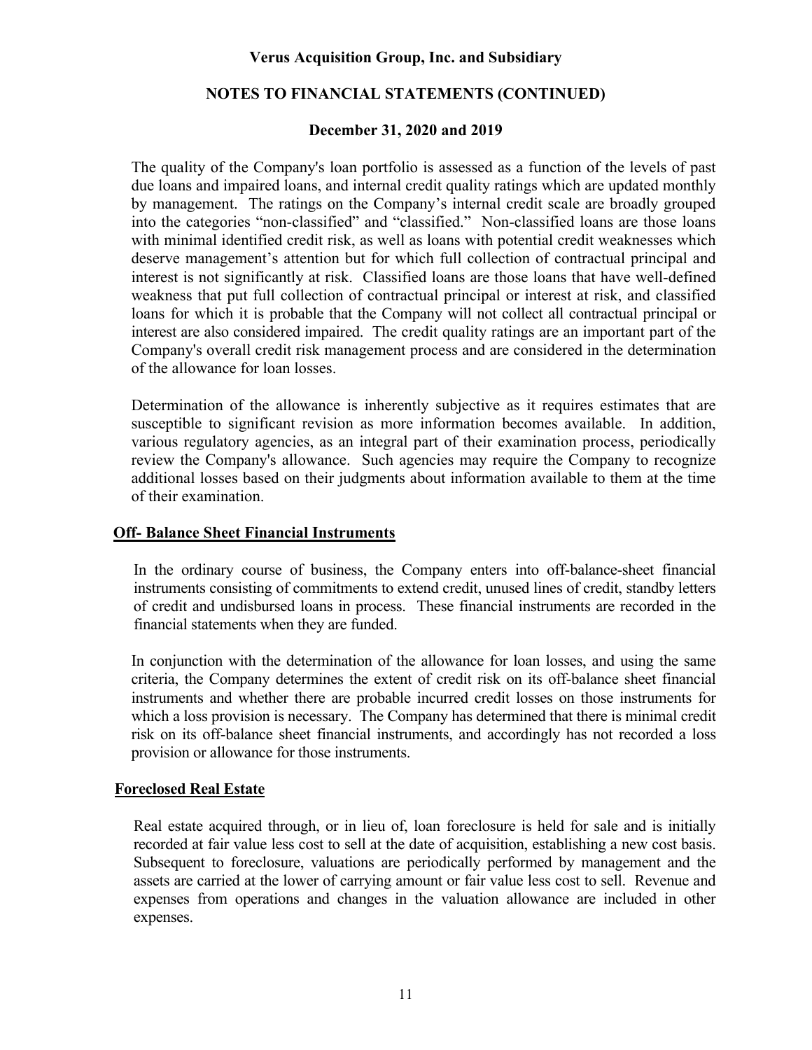The quality of the Company's loan portfolio is assessed as a function of the levels of past due loans and impaired loans, and internal credit quality ratings which are updated monthly by management. The ratings on the Company's internal credit scale are broadly grouped into the categories "non-classified" and "classified." Non-classified loans are those loans with minimal identified credit risk, as well as loans with potential credit weaknesses which deserve management's attention but for which full collection of contractual principal and interest is not significantly at risk. Classified loans are those loans that have well-defined weakness that put full collection of contractual principal or interest at risk, and classified loans for which it is probable that the Company will not collect all contractual principal or interest are also considered impaired. The credit quality ratings are an important part of the Company's overall credit risk management process and are considered in the determination of the allowance for loan losses.

Determination of the allowance is inherently subjective as it requires estimates that are susceptible to significant revision as more information becomes available. In addition, various regulatory agencies, as an integral part of their examination process, periodically review the Company's allowance. Such agencies may require the Company to recognize additional losses based on their judgments about information available to them at the time of their examination.

## Off- Balance Sheet Financial Instruments

In the ordinary course of business, the Company enters into off-balance-sheet financial instruments consisting of commitments to extend credit, unused lines of credit, standby letters of credit and undisbursed loans in process. These financial instruments are recorded in the financial statements when they are funded.

In conjunction with the determination of the allowance for loan losses, and using the same criteria, the Company determines the extent of credit risk on its off-balance sheet financial instruments and whether there are probable incurred credit losses on those instruments for which a loss provision is necessary. The Company has determined that there is minimal credit risk on its off-balance sheet financial instruments, and accordingly has not recorded a loss provision or allowance for those instruments.

## Foreclosed Real Estate

Real estate acquired through, or in lieu of, loan foreclosure is held for sale and is initially recorded at fair value less cost to sell at the date of acquisition, establishing a new cost basis. Subsequent to foreclosure, valuations are periodically performed by management and the assets are carried at the lower of carrying amount or fair value less cost to sell. Revenue and expenses from operations and changes in the valuation allowance are included in other expenses.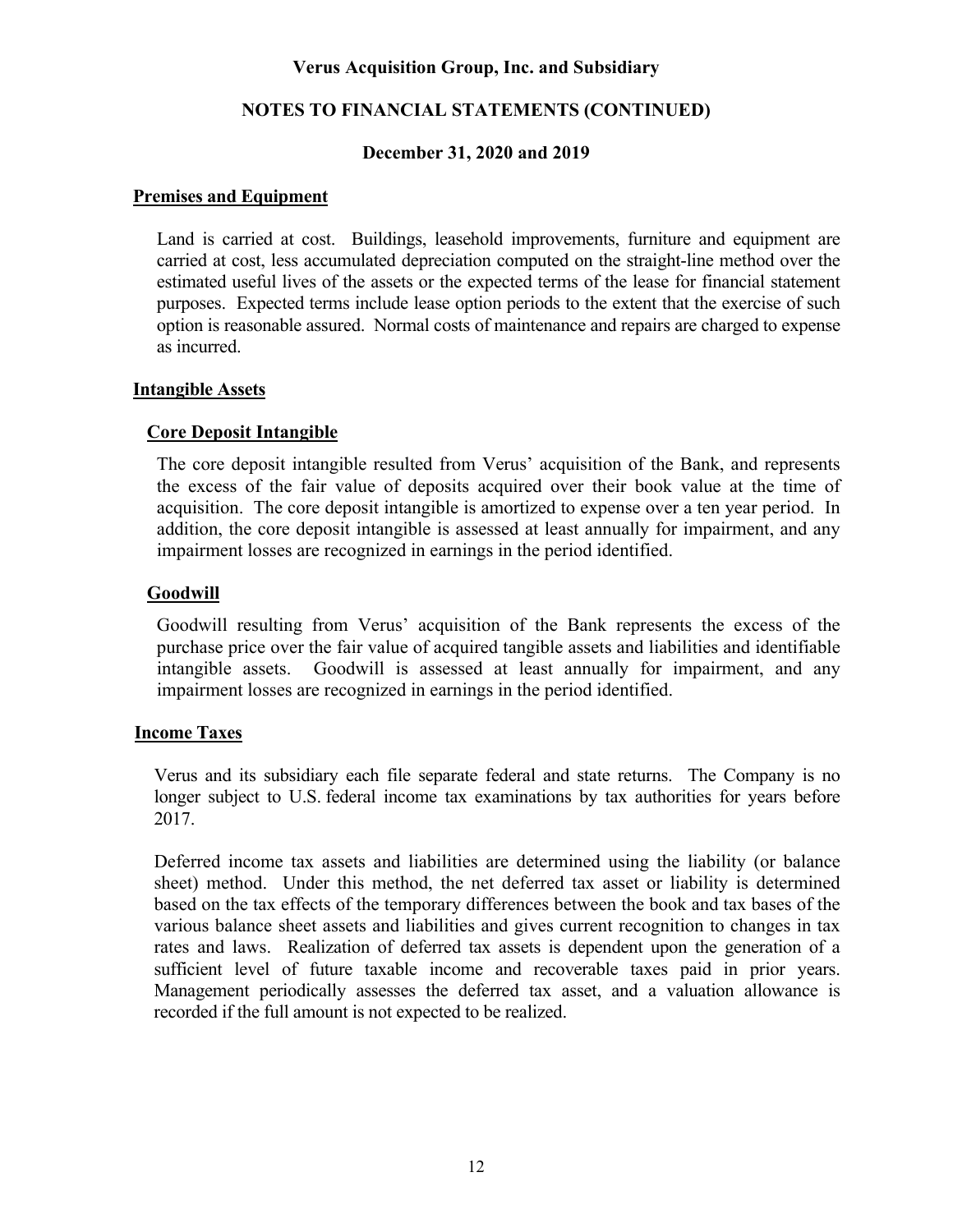## Premises and Equipment

Land is carried at cost. Buildings, leasehold improvements, furniture and equipment are carried at cost, less accumulated depreciation computed on the straight-line method over the estimated useful lives of the assets or the expected terms of the lease for financial statement purposes. Expected terms include lease option periods to the extent that the exercise of such option is reasonable assured. Normal costs of maintenance and repairs are charged to expense as incurred.

## Intangible Assets

### Core Deposit Intangible

The core deposit intangible resulted from Verus' acquisition of the Bank, and represents the excess of the fair value of deposits acquired over their book value at the time of acquisition. The core deposit intangible is amortized to expense over a ten year period. In addition, the core deposit intangible is assessed at least annually for impairment, and any impairment losses are recognized in earnings in the period identified.

### Goodwill

Goodwill resulting from Verus' acquisition of the Bank represents the excess of the purchase price over the fair value of acquired tangible assets and liabilities and identifiable intangible assets. Goodwill is assessed at least annually for impairment, and any impairment losses are recognized in earnings in the period identified.

## Income Taxes

Verus and its subsidiary each file separate federal and state returns. The Company is no longer subject to U.S. federal income tax examinations by tax authorities for years before 2017.

Deferred income tax assets and liabilities are determined using the liability (or balance sheet) method. Under this method, the net deferred tax asset or liability is determined based on the tax effects of the temporary differences between the book and tax bases of the various balance sheet assets and liabilities and gives current recognition to changes in tax rates and laws. Realization of deferred tax assets is dependent upon the generation of a sufficient level of future taxable income and recoverable taxes paid in prior years. Management periodically assesses the deferred tax asset, and a valuation allowance is recorded if the full amount is not expected to be realized.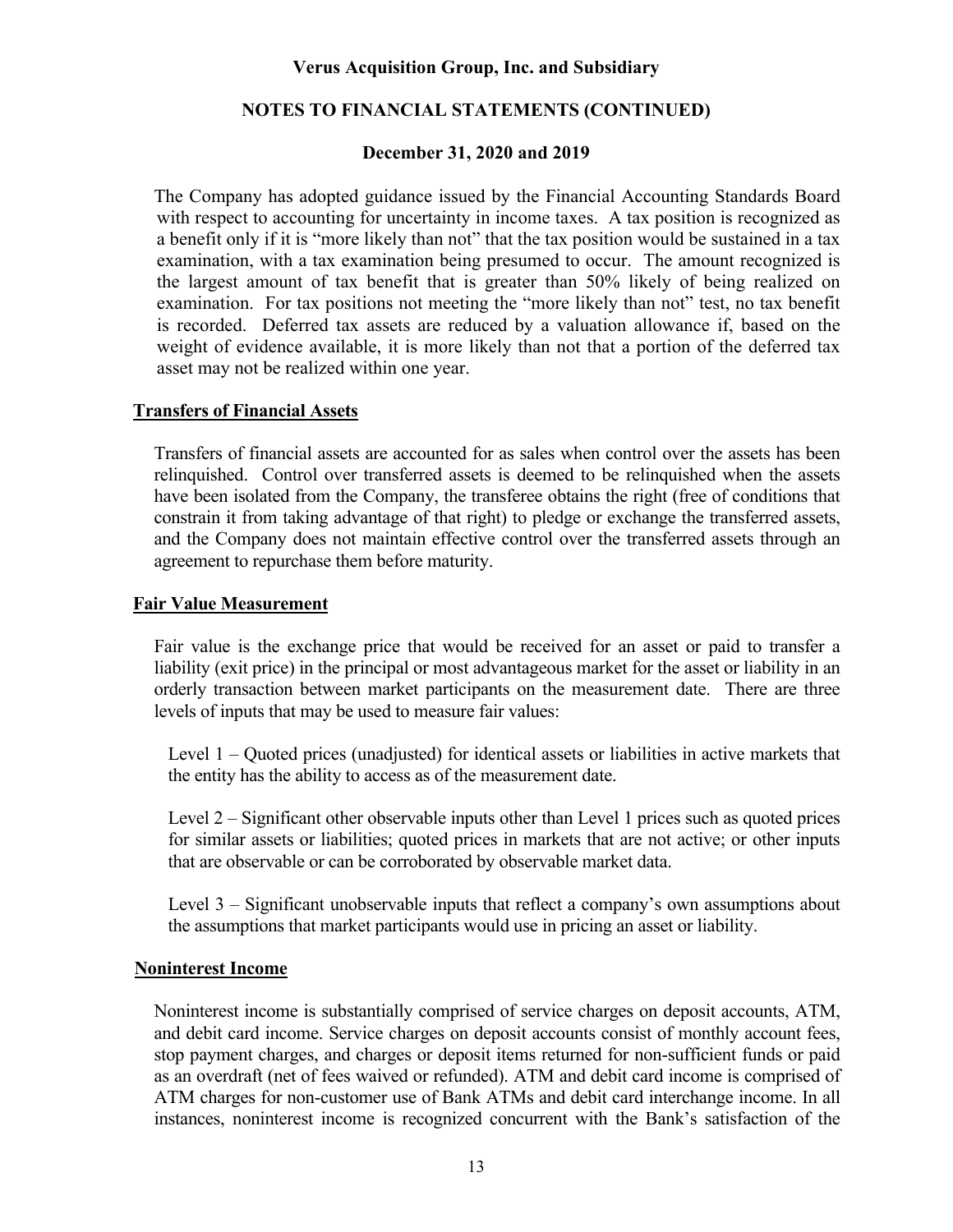The Company has adopted guidance issued by the Financial Accounting Standards Board with respect to accounting for uncertainty in income taxes. A tax position is recognized as a benefit only if it is "more likely than not" that the tax position would be sustained in a tax examination, with a tax examination being presumed to occur. The amount recognized is the largest amount of tax benefit that is greater than 50% likely of being realized on examination. For tax positions not meeting the "more likely than not" test, no tax benefit is recorded. Deferred tax assets are reduced by a valuation allowance if, based on the weight of evidence available, it is more likely than not that a portion of the deferred tax asset may not be realized within one year.

## Transfers of Financial Assets

Transfers of financial assets are accounted for as sales when control over the assets has been relinquished. Control over transferred assets is deemed to be relinquished when the assets have been isolated from the Company, the transferee obtains the right (free of conditions that constrain it from taking advantage of that right) to pledge or exchange the transferred assets, and the Company does not maintain effective control over the transferred assets through an agreement to repurchase them before maturity.

## Fair Value Measurement

Fair value is the exchange price that would be received for an asset or paid to transfer a liability (exit price) in the principal or most advantageous market for the asset or liability in an orderly transaction between market participants on the measurement date. There are three levels of inputs that may be used to measure fair values:

Level 1 – Quoted prices (unadjusted) for identical assets or liabilities in active markets that the entity has the ability to access as of the measurement date.

Level 2 – Significant other observable inputs other than Level 1 prices such as quoted prices for similar assets or liabilities; quoted prices in markets that are not active; or other inputs that are observable or can be corroborated by observable market data.

Level 3 – Significant unobservable inputs that reflect a company's own assumptions about the assumptions that market participants would use in pricing an asset or liability.

## Noninterest Income

Noninterest income is substantially comprised of service charges on deposit accounts, ATM, and debit card income. Service charges on deposit accounts consist of monthly account fees, stop payment charges, and charges or deposit items returned for non-sufficient funds or paid as an overdraft (net of fees waived or refunded). ATM and debit card income is comprised of ATM charges for non-customer use of Bank ATMs and debit card interchange income. In all instances, noninterest income is recognized concurrent with the Bank's satisfaction of the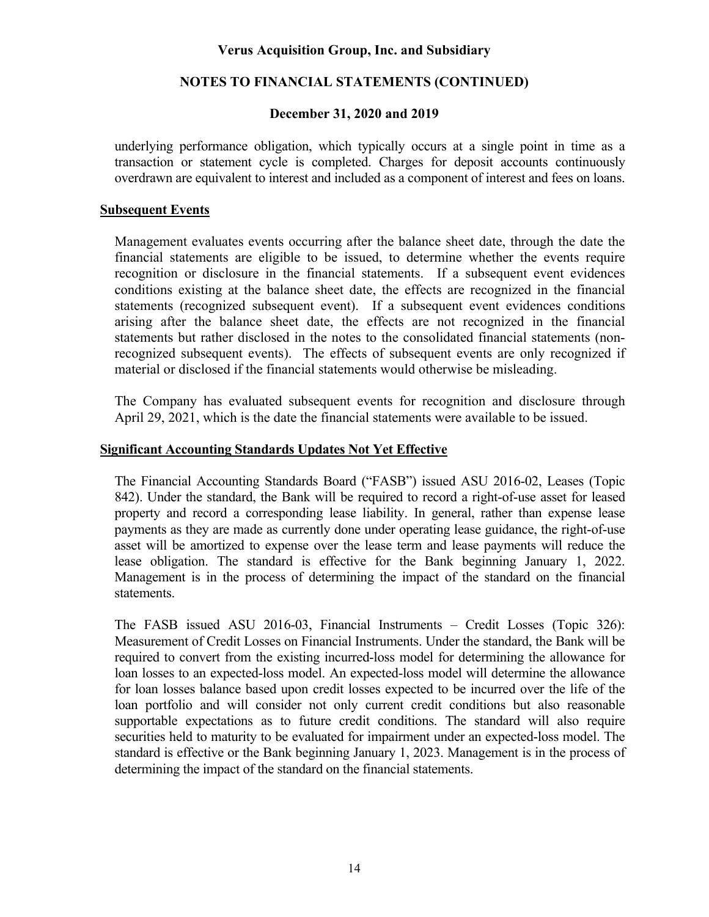underlying performance obligation, which typically occurs at a single point in time as a transaction or statement cycle is completed. Charges for deposit accounts continuously overdrawn are equivalent to interest and included as a component of interest and fees on loans.

**Subsequent Events**

Management evaluates events occurring after the balance sheet date, through the date the financial statements are eligible to be issued, to determine whether the events require recognition or disclosure in the financial statements. If a subsequent event evidences conditions existing at the balance sheet date, the effects are recognized in the financial statements (recognized subsequent event). If a subsequent event evidences conditions arising after the balance sheet date, the effects are not recognized in the financial statements but rather disclosed in the notes to the consolidated financial statements (non-recognized subsequent events). The effects of subsequent events are only recognized if material or disclosed if the financial statements would otherwise be misleading.

The Company has evaluated subsequent events for recognition and disclosure through April 29, 2021, which is the date the financial statements were available to be issued.

**Significant Accounting Standards Updates Not Yet Effective**

The Financial Accounting Standards Board ("FASB") issued ASU 2016-02, Leases (Topic 842). Under the standard, the Bank will be required to record a right-of-use asset for leased property and record a corresponding lease liability. In general, rather than expense lease payments as they are made as currently done under operating lease guidance, the right-of-use asset will be amortized to expense over the lease term and lease payments will reduce the lease obligation. The standard is effective for the Bank beginning January 1, 2022. Management is in the process of determining the impact of the standard on the financial statements.

The FASB issued ASU 2016-03, Financial Instruments – Credit Losses (Topic 326): Measurement of Credit Losses on Financial Instruments. Under the standard, the Bank will be required to convert from the existing incurred-loss model for determining the allowance for loan losses to an expected-loss model. An expected-loss model will determine the allowance for loan losses balance based upon credit losses expected to be incurred over the life of the loan portfolio and will consider not only current credit conditions but also reasonable supportable expectations as to future credit conditions. The standard will also require securities held to maturity to be evaluated for impairment under an expected-loss model. The standard is effective or the Bank beginning January 1, 2023. Management is in the process of determining the impact of the standard on the financial statements.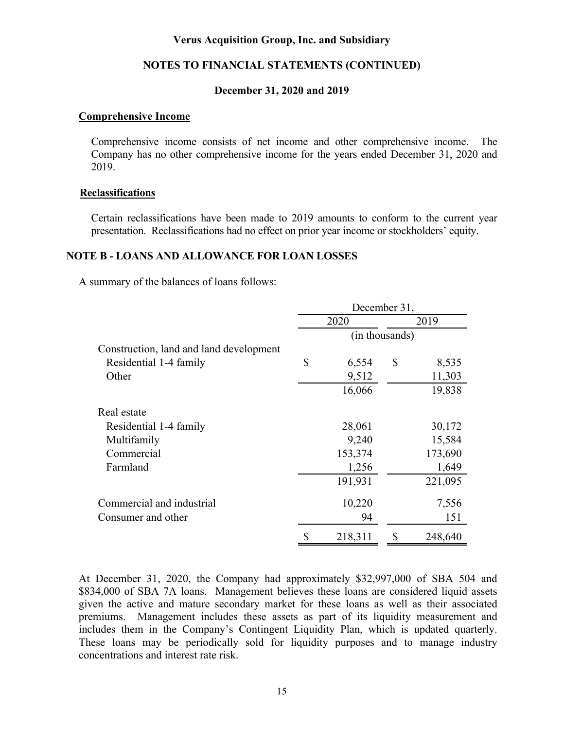### Comprehensive Income

Comprehensive income consists of net income and other comprehensive income. The Company has no other comprehensive income for the years ended December 31, 2020 and 2019.

### Reclassifications

Certain reclassifications have been made to 2019 amounts to conform to the current year presentation. Reclassifications had no effect on prior year income or stockholders' equity.

## NOTE B - LOANS AND ALLOWANCE FOR LOAN LOSSES

A summary of the balances of loans follows:

| | December 31, | |
|---|---|---|
| | 2020 | 2019 |
| | (in thousands) | |
| Construction, land and land development | | |
| Residential 1-4 family | $ 6,554 | $ 8,535 |
| Other | 9,512 | 11,303 |
| | 16,066 | 19,838 |
| Real estate | | |
| Residential 1-4 family | 28,061 | 30,172 |
| Multifamily | 9,240 | 15,584 |
| Commercial | 153,374 | 173,690 |
| Farmland | 1,256 | 1,649 |
| | 191,931 | 221,095 |
| Commercial and industrial | 10,220 | 7,556 |
| Consumer and other | 94 | 151 |
| | $ 218,311 | $ 248,640 |

At December 31, 2020, the Company had approximately $32,997,000 of SBA 504 and $834,000 of SBA 7A loans. Management believes these loans are considered liquid assets given the active and mature secondary market for these loans as well as their associated premiums. Management includes these assets as part of its liquidity measurement and includes them in the Company's Contingent Liquidity Plan, which is updated quarterly. These loans may be periodically sold for liquidity purposes and to manage industry concentrations and interest rate risk.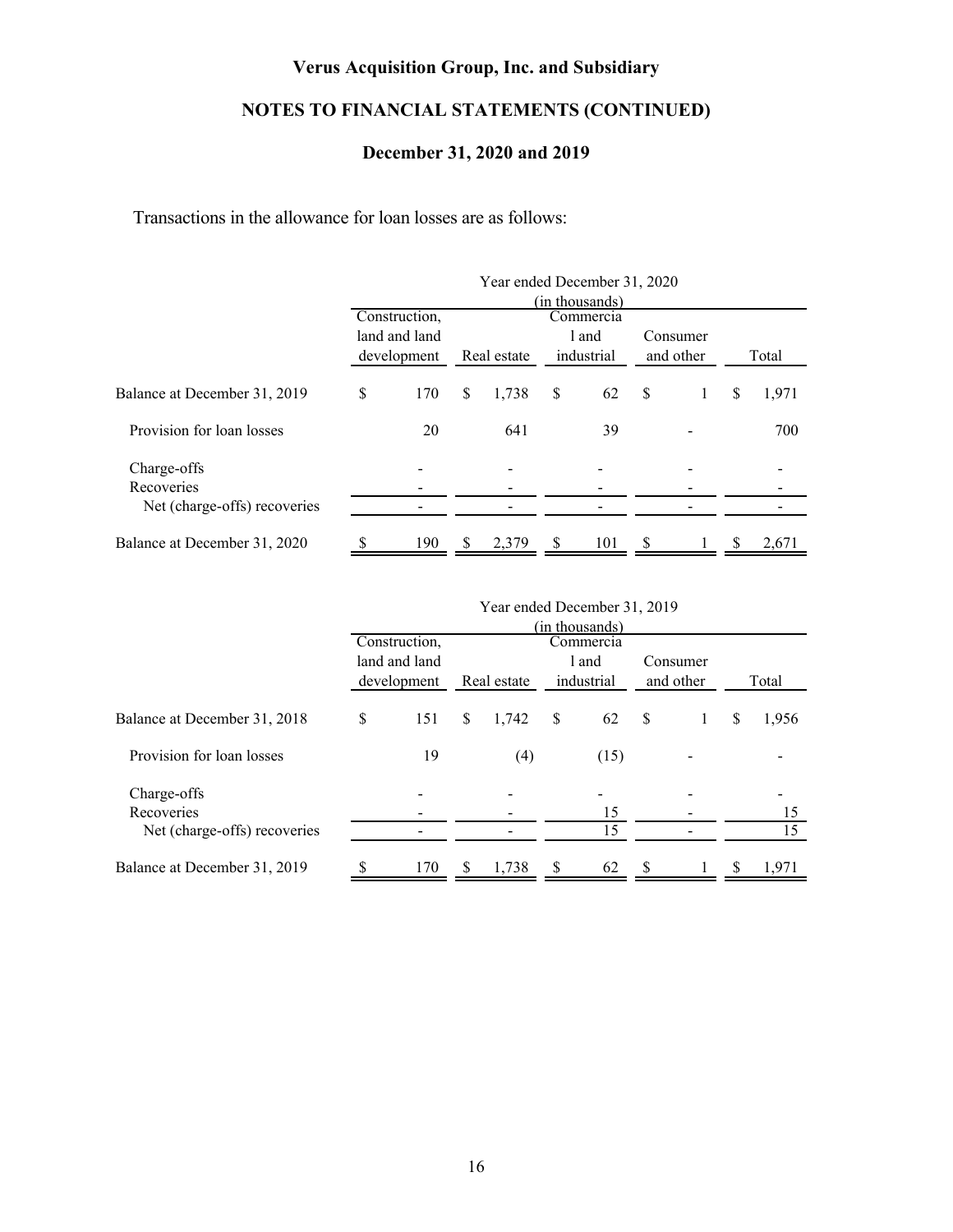# Verus Acquisition Group, Inc. and Subsidiary

## NOTES TO FINANCIAL STATEMENTS (CONTINUED)

### December 31, 2020 and 2019

Transactions in the allowance for loan losses are as follows:

| | Year ended December 31, 2020 (in thousands) | | | | |
|---|---|---|---|---|---|
| | Construction, land and land development | Real estate | Commercial and industrial | Consumer and other | Total |
| Balance at December 31, 2019 | $ 170 | $ 1,738 | $ 62 | $ 1 | $ 1,971 |
| Provision for loan losses | 20 | 641 | 39 | - | 700 |
| Charge-offs | - | - | - | - | - |
| Recoveries | - | - | - | - | - |
| Net (charge-offs) recoveries | - | - | - | - | - |
| Balance at December 31, 2020 | $ 190 | $ 2,379 | $ 101 | $ 1 | $ 2,671 |

| | Year ended December 31, 2019 (in thousands) | | | | |
|---|---|---|---|---|---|
| | Construction, land and land development | Real estate | Commercial and industrial | Consumer and other | Total |
| Balance at December 31, 2018 | $ 151 | $ 1,742 | $ 62 | $ 1 | $ 1,956 |
| Provision for loan losses | 19 | (4) | (15) | - | - |
| Charge-offs | - | - | - | - | - |
| Recoveries | - | - | 15 | - | 15 |
| Net (charge-offs) recoveries | - | - | 15 | - | 15 |
| Balance at December 31, 2019 | $ 170 | $ 1,738 | $ 62 | $ 1 | $ 1,971 |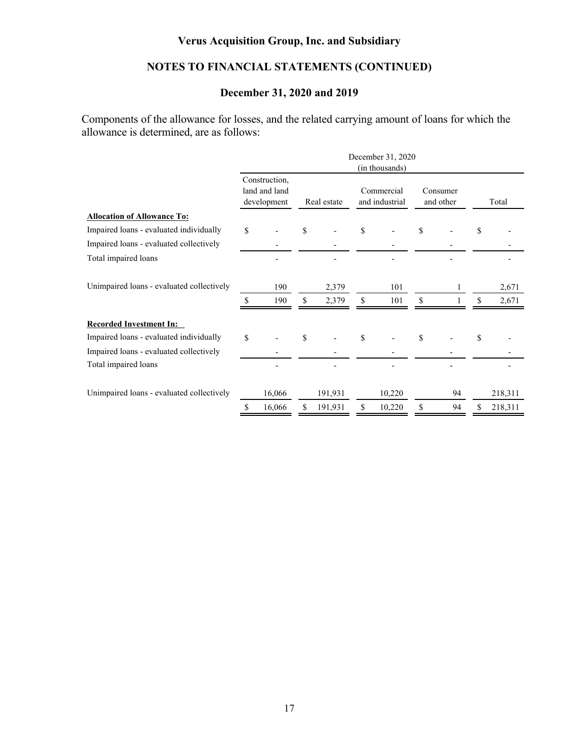Components of the allowance for losses, and the related carrying amount of loans for which the allowance is determined, are as follows:

| | December 31, 2020 (in thousands) | | | | |
|---|---|---|---|---|---|
| | Construction, land and land development | Real estate | Commercial and industrial | Consumer and other | Total |
| **Allocation of Allowance To:** | | | | | |
| Impaired loans - evaluated individually | $ - | $ - | $ - | $ - | $ - |
| Impaired loans - evaluated collectively | - | - | - | - | - |
| Total impaired loans | - | - | - | - | - |
| Unimpaired loans - evaluated collectively | 190 | 2,379 | 101 | 1 | 2,671 |
| | $ 190 | $ 2,379 | $ 101 | $ 1 | $ 2,671 |
| **Recorded Investment In:** | | | | | |
| Impaired loans - evaluated individually | $ - | $ - | $ - | $ - | $ - |
| Impaired loans - evaluated collectively | - | - | - | - | - |
| Total impaired loans | - | - | - | - | - |
| Unimpaired loans - evaluated collectively | 16,066 | 191,931 | 10,220 | 94 | 218,311 |
| | $ 16,066 | $ 191,931 | $ 10,220 | $ 94 | $ 218,311 |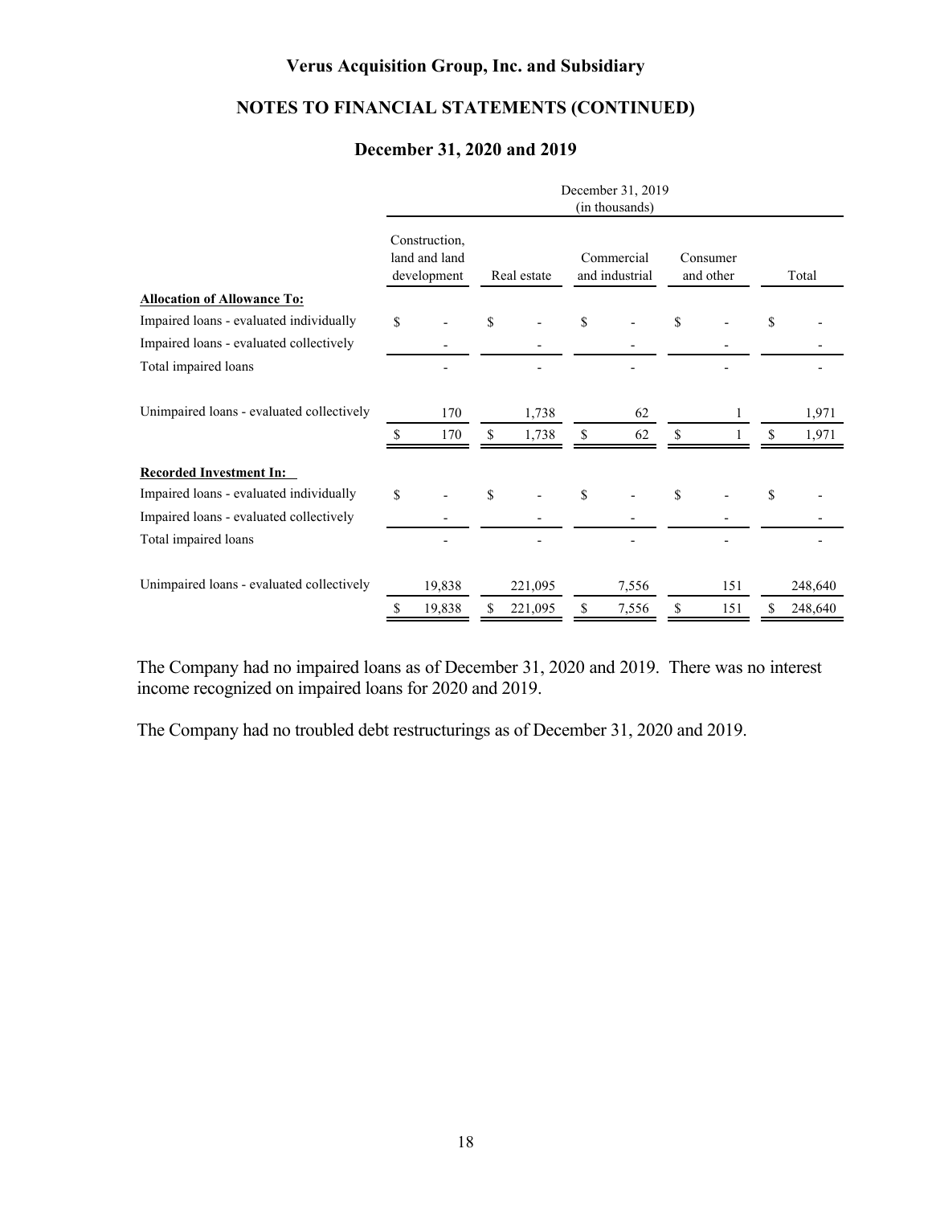| | December 31, 2019 (in thousands) | | | | |
|---|---|---|---|---|---|
| | Construction, land and land development | Real estate | Commercial and industrial | Consumer and other | Total |
| **Allocation of Allowance To:** | | | | | |
| Impaired loans - evaluated individually | $ - | $ - | $ - | $ - | $ - |
| Impaired loans - evaluated collectively | - | - | - | - | - |
| Total impaired loans | - | - | - | - | - |
| | | | | | |
| Unimpaired loans - evaluated collectively | 170 | 1,738 | 62 | 1 | 1,971 |
| | $ 170 | $ 1,738 | $ 62 | $ 1 | $ 1,971 |
| | | | | | |
| **Recorded Investment In:** | | | | | |
| Impaired loans - evaluated individually | $ - | $ - | $ - | $ - | $ - |
| Impaired loans - evaluated collectively | - | - | - | - | - |
| Total impaired loans | - | - | - | - | - |
| | | | | | |
| Unimpaired loans - evaluated collectively | 19,838 | 221,095 | 7,556 | 151 | 248,640 |
| | $ 19,838 | $ 221,095 | $ 7,556 | $ 151 | $ 248,640 |

The Company had no impaired loans as of December 31, 2020 and 2019. There was no interest income recognized on impaired loans for 2020 and 2019.

The Company had no troubled debt restructurings as of December 31, 2020 and 2019.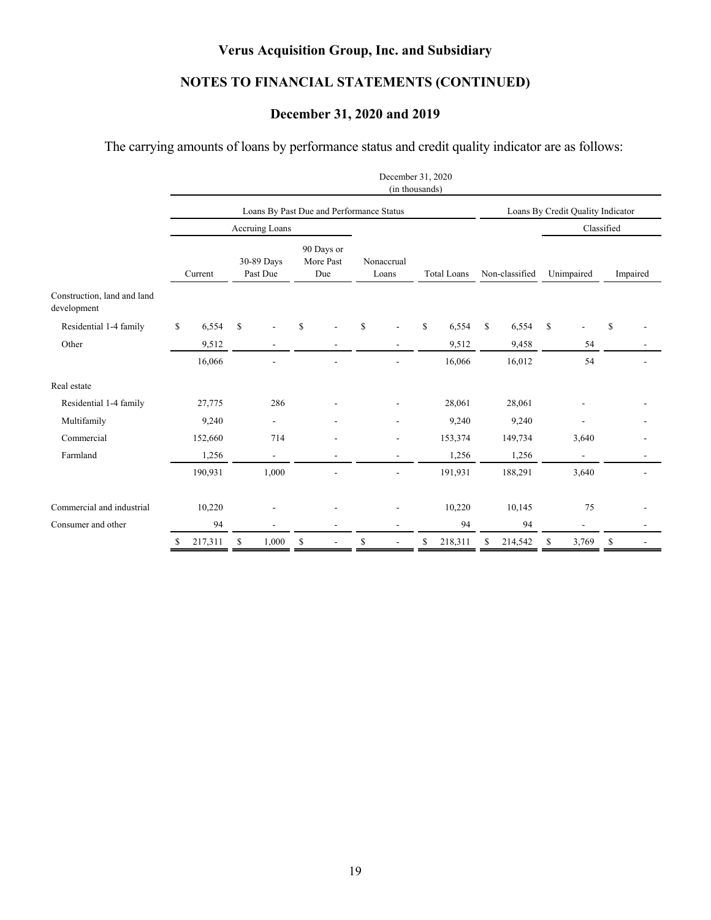# Verus Acquisition Group, Inc. and Subsidiary

## NOTES TO FINANCIAL STATEMENTS (CONTINUED)

### December 31, 2020 and 2019

The carrying amounts of loans by performance status and credit quality indicator are as follows:

| | December 31, 2020 (in thousands) | | | | | | | |
|---|---|---|---|---|---|---|---|---|
| | Loans By Past Due and Performance Status | | | | | Loans By Credit Quality Indicator | | |
| | Accruing Loans | | | | | | Classified | |
| | Current | 30-89 Days Past Due | 90 Days or More Past Due | Nonaccrual Loans | Total Loans | Non-classified | Unimpaired | Impaired |
| Construction, land and land development | | | | | | | | |
| Residential 1-4 family | $ 6,554 | $ - | $ - | $ - | $ 6,554 | $ 6,554 | $ - | $ - |
| Other | 9,512 | - | - | - | 9,512 | 9,458 | 54 | - |
| | 16,066 | - | - | - | 16,066 | 16,012 | 54 | - |
| Real estate | | | | | | | | |
| Residential 1-4 family | 27,775 | 286 | - | - | 28,061 | 28,061 | - | - |
| Multifamily | 9,240 | - | - | - | 9,240 | 9,240 | - | - |
| Commercial | 152,660 | 714 | - | - | 153,374 | 149,734 | 3,640 | - |
| Farmland | 1,256 | - | - | - | 1,256 | 1,256 | - | - |
| | 190,931 | 1,000 | - | - | 191,931 | 188,291 | 3,640 | - |
| Commercial and industrial | 10,220 | - | - | - | 10,220 | 10,145 | 75 | - |
| Consumer and other | 94 | - | - | - | 94 | 94 | - | - |
| | $ 217,311 | $ 1,000 | $ - | $ - | $ 218,311 | $ 214,542 | $ 3,769 | $ - |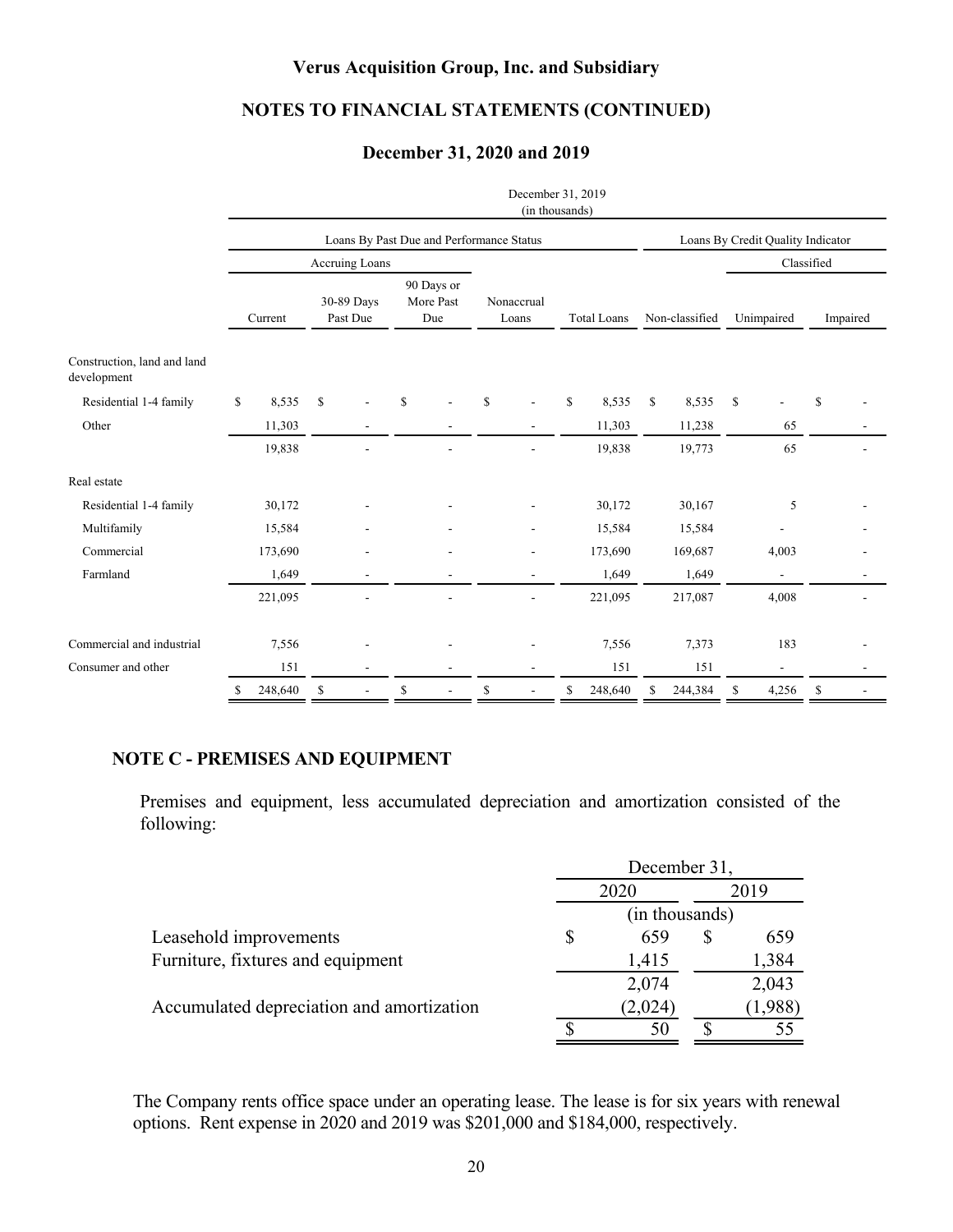December 31, 2019
(in thousands)

| | Loans By Past Due and Performance Status | | | | | Loans By Credit Quality Indicator | | |
|---|---|---|---|---|---|---|---|---|
| | Accruing Loans | | | | | | Classified | |
| | Current | 30-89 Days Past Due | 90 Days or More Past Due | Nonaccrual Loans | Total Loans | Non-classified | Unimpaired | Impaired |
| Construction, land and land development | | | | | | | | |
| Residential 1-4 family | $ 8,535 | $ - | $ - | $ - | $ 8,535 | $ 8,535 | $ - | $ - |
| Other | 11,303 | - | - | - | 11,303 | 11,238 | 65 | - |
| | 19,838 | - | - | - | 19,838 | 19,773 | 65 | - |
| Real estate | | | | | | | | |
| Residential 1-4 family | 30,172 | - | - | - | 30,172 | 30,167 | 5 | - |
| Multifamily | 15,584 | - | - | - | 15,584 | 15,584 | - | - |
| Commercial | 173,690 | - | - | - | 173,690 | 169,687 | 4,003 | - |
| Farmland | 1,649 | - | - | - | 1,649 | 1,649 | - | - |
| | 221,095 | - | - | - | 221,095 | 217,087 | 4,008 | - |
| Commercial and industrial | 7,556 | - | - | - | 7,556 | 7,373 | 183 | - |
| Consumer and other | 151 | - | - | - | 151 | 151 | - | - |
| | $ 248,640 | $ - | $ - | $ - | $ 248,640 | $ 244,384 | $ 4,256 | $ - |

## NOTE C - PREMISES AND EQUIPMENT

Premises and equipment, less accumulated depreciation and amortization consisted of the following:

| | December 31, | |
|---|---|---|
| | 2020 | 2019 |
| | (in thousands) | |
| Leasehold improvements | $ 659 | $ 659 |
| Furniture, fixtures and equipment | 1,415 | 1,384 |
| | 2,074 | 2,043 |
| Accumulated depreciation and amortization | (2,024) | (1,988) |
| | $ 50 | $ 55 |

The Company rents office space under an operating lease. The lease is for six years with renewal options. Rent expense in 2020 and 2019 was $201,000 and $184,000, respectively.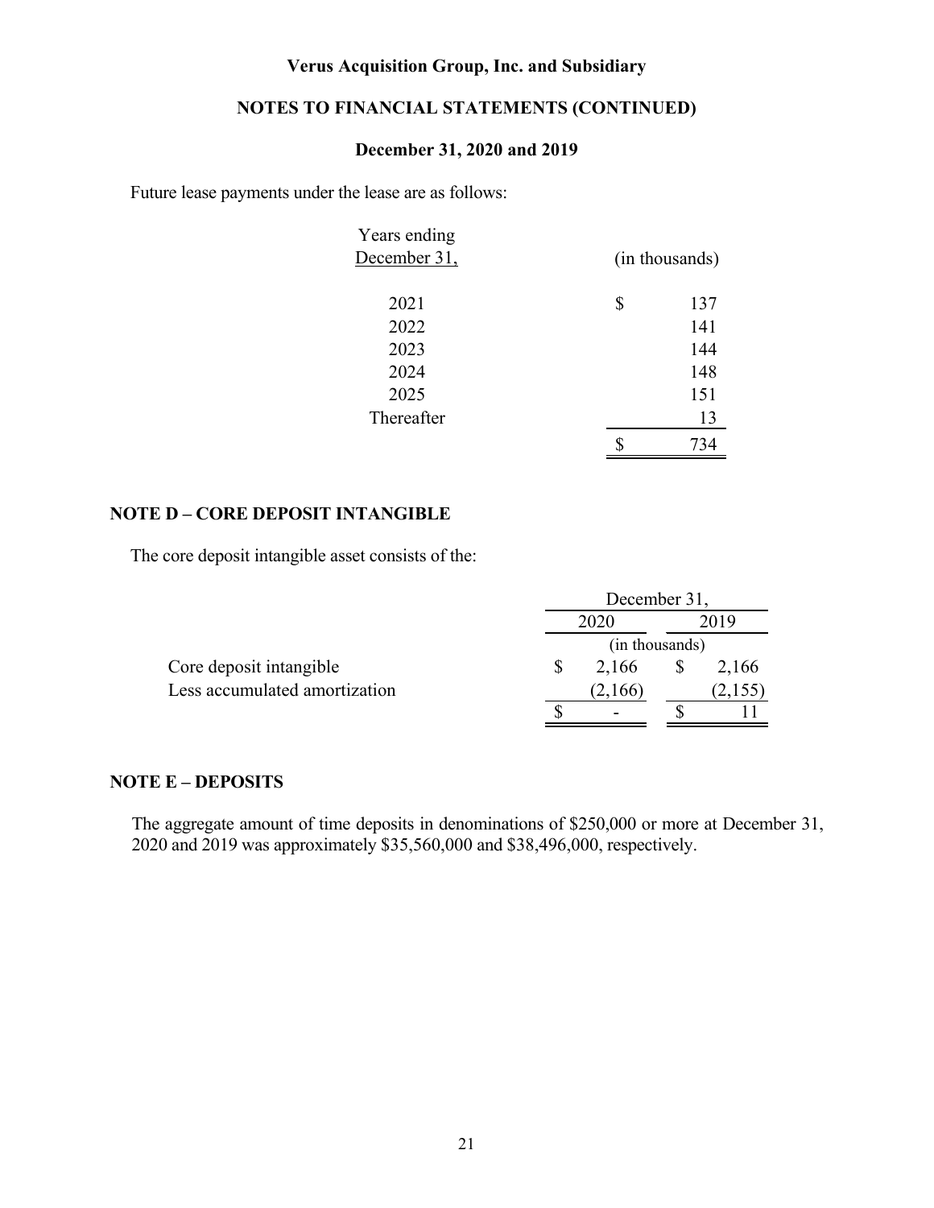Future lease payments under the lease are as follows:

| Years ending December 31, | (in thousands) |
|---|---|
| 2021 | $ 137 |
| 2022 | 141 |
| 2023 | 144 |
| 2024 | 148 |
| 2025 | 151 |
| Thereafter | 13 |
| | $ 734 |

## NOTE D – CORE DEPOSIT INTANGIBLE

The core deposit intangible asset consists of the:

| | December 31, | |
|---|---|---|
| | 2020 | 2019 |
| | (in thousands) | |
| Core deposit intangible | $ 2,166 | $ 2,166 |
| Less accumulated amortization | (2,166) | (2,155) |
| | $ - | $ 11 |

## NOTE E – DEPOSITS

The aggregate amount of time deposits in denominations of $250,000 or more at December 31, 2020 and 2019 was approximately $35,560,000 and $38,496,000, respectively.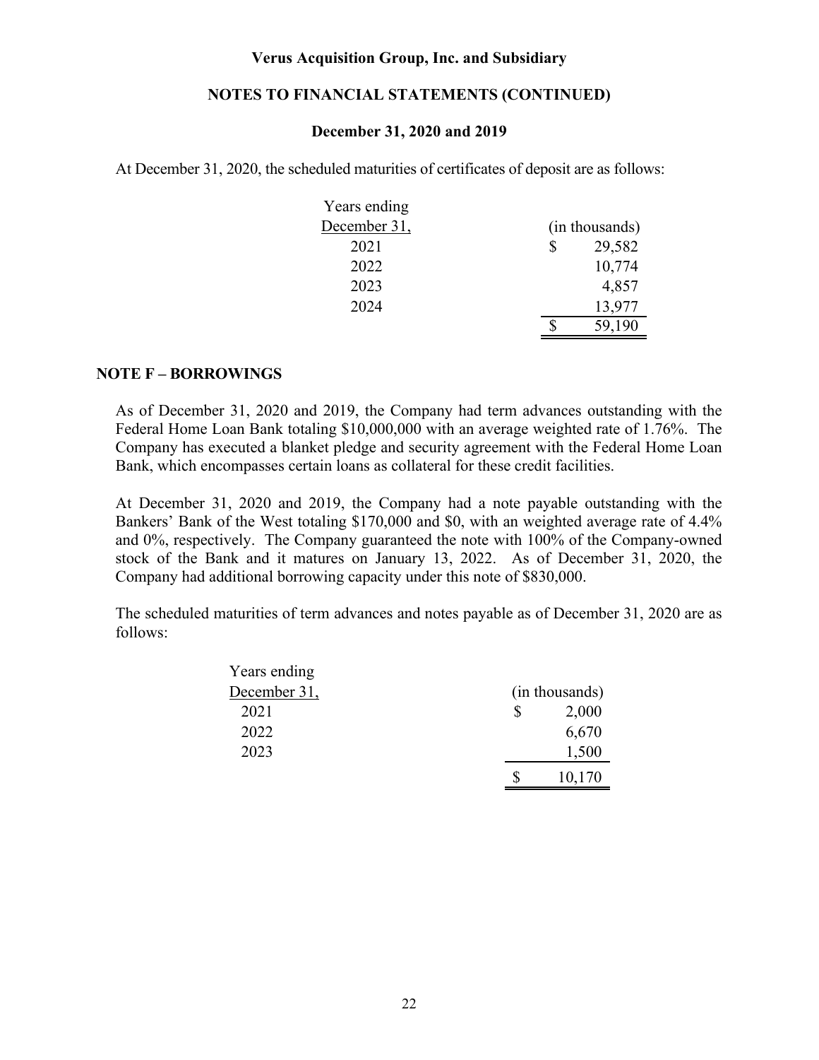At December 31, 2020, the scheduled maturities of certificates of deposit are as follows:

| Years ending December 31, | (in thousands) |
|---|---|
| 2021 | $ 29,582 |
| 2022 | 10,774 |
| 2023 | 4,857 |
| 2024 | 13,977 |
| | $ 59,190 |

## NOTE F – BORROWINGS

As of December 31, 2020 and 2019, the Company had term advances outstanding with the Federal Home Loan Bank totaling $10,000,000 with an average weighted rate of 1.76%. The Company has executed a blanket pledge and security agreement with the Federal Home Loan Bank, which encompasses certain loans as collateral for these credit facilities.

At December 31, 2020 and 2019, the Company had a note payable outstanding with the Bankers' Bank of the West totaling $170,000 and $0, with an weighted average rate of 4.4% and 0%, respectively. The Company guaranteed the note with 100% of the Company-owned stock of the Bank and it matures on January 13, 2022. As of December 31, 2020, the Company had additional borrowing capacity under this note of $830,000.

The scheduled maturities of term advances and notes payable as of December 31, 2020 are as follows:

| Years ending December 31, | (in thousands) |
|---|---|
| 2021 | $ 2,000 |
| 2022 | 6,670 |
| 2023 | 1,500 |
| | $ 10,170 |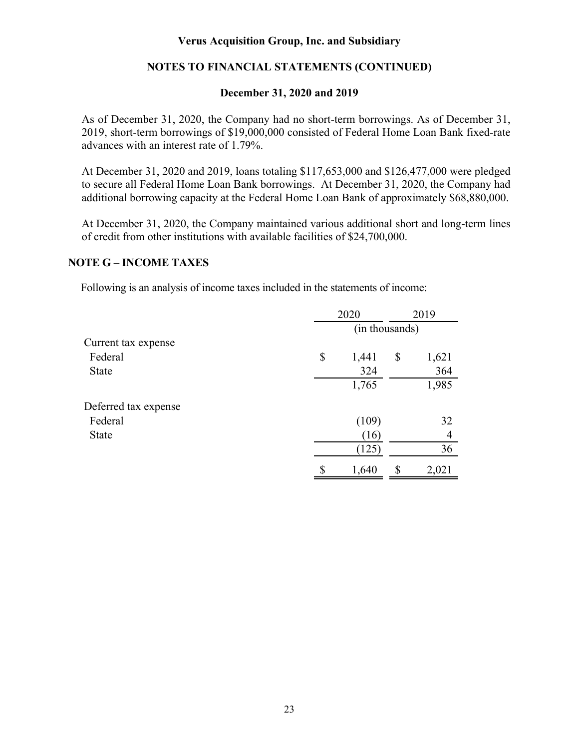As of December 31, 2020, the Company had no short-term borrowings. As of December 31, 2019, short-term borrowings of $19,000,000 consisted of Federal Home Loan Bank fixed-rate advances with an interest rate of 1.79%.

At December 31, 2020 and 2019, loans totaling $117,653,000 and $126,477,000 were pledged to secure all Federal Home Loan Bank borrowings. At December 31, 2020, the Company had additional borrowing capacity at the Federal Home Loan Bank of approximately $68,880,000.

At December 31, 2020, the Company maintained various additional short and long-term lines of credit from other institutions with available facilities of $24,700,000.

## NOTE G – INCOME TAXES

Following is an analysis of income taxes included in the statements of income:

| | 2020 | 2019 |
|---|---|---|
| | (in thousands) | |
| Current tax expense | | |
| Federal | $ 1,441 | $ 1,621 |
| State | 324 | 364 |
| | 1,765 | 1,985 |
| Deferred tax expense | | |
| Federal | (109) | 32 |
| State | (16) | 4 |
| | (125) | 36 |
| | $ 1,640 | $ 2,021 |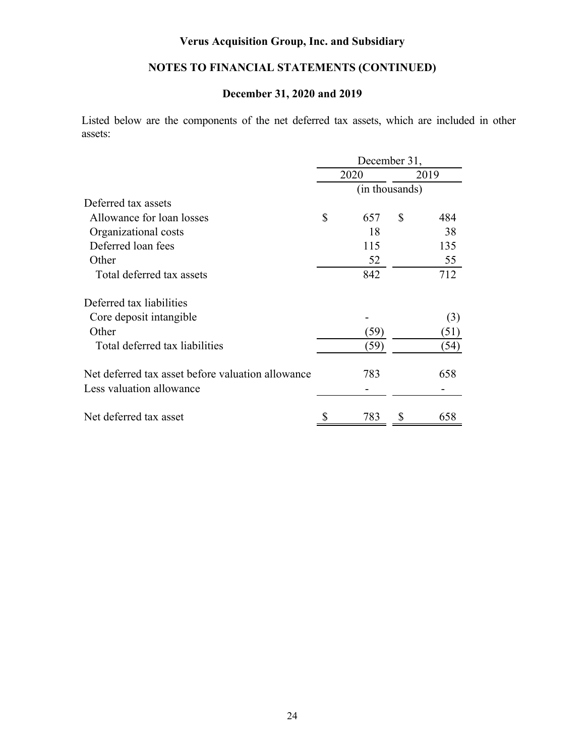**Verus Acquisition Group, Inc. and Subsidiary**

**NOTES TO FINANCIAL STATEMENTS (CONTINUED)**

**December 31, 2020 and 2019**

Listed below are the components of the net deferred tax assets, which are included in other assets:

| | December 31, | |
|---|---|---|
| | 2020 | 2019 |
| | (in thousands) | |
| Deferred tax assets | | |
| Allowance for loan losses | $ 657 | $ 484 |
| Organizational costs | 18 | 38 |
| Deferred loan fees | 115 | 135 |
| Other | 52 | 55 |
| Total deferred tax assets | 842 | 712 |
| Deferred tax liabilities | | |
| Core deposit intangible | - | (3) |
| Other | (59) | (51) |
| Total deferred tax liabilities | (59) | (54) |
| Net deferred tax asset before valuation allowance | 783 | 658 |
| Less valuation allowance | - | - |
| Net deferred tax asset | $ 783 | $ 658 |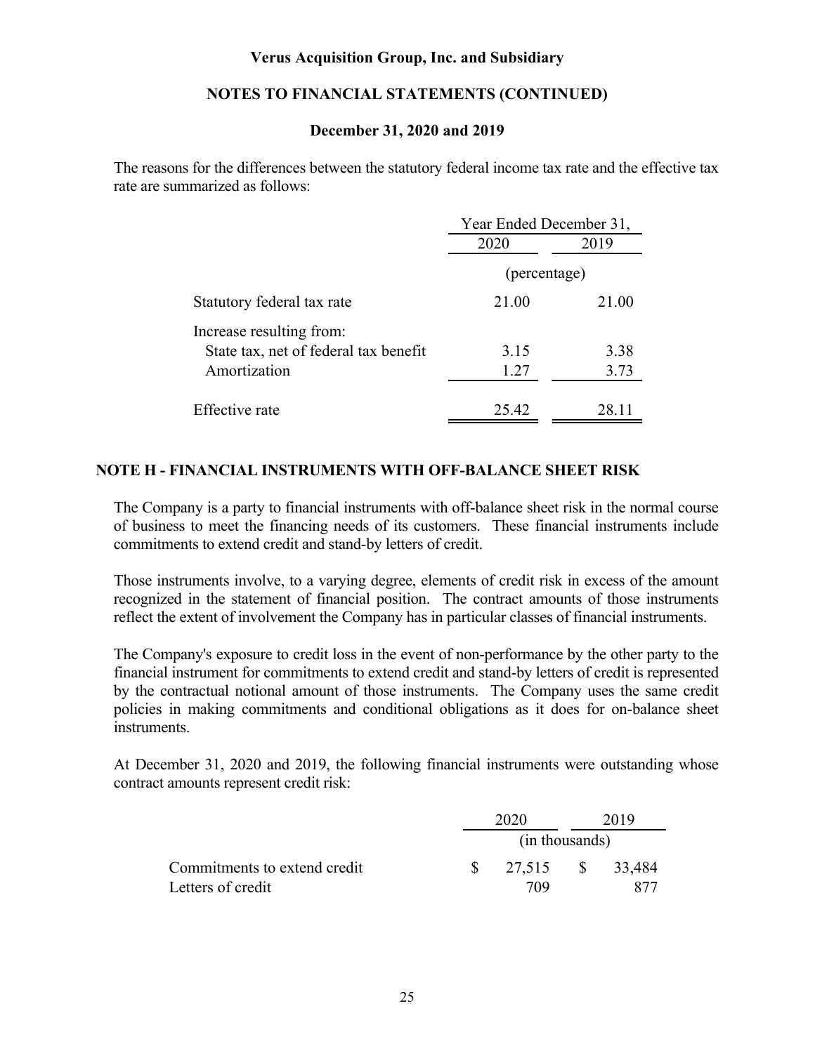The reasons for the differences between the statutory federal income tax rate and the effective tax rate are summarized as follows:

| | Year Ended December 31, | |
|---|---|---|
| | 2020 | 2019 |
| | (percentage) | |
| Statutory federal tax rate | 21.00 | 21.00 |
| Increase resulting from: | | |
| State tax, net of federal tax benefit | 3.15 | 3.38 |
| Amortization | 1.27 | 3.73 |
| Effective rate | 25.42 | 28.11 |

## NOTE H - FINANCIAL INSTRUMENTS WITH OFF-BALANCE SHEET RISK

The Company is a party to financial instruments with off-balance sheet risk in the normal course of business to meet the financing needs of its customers. These financial instruments include commitments to extend credit and stand-by letters of credit.

Those instruments involve, to a varying degree, elements of credit risk in excess of the amount recognized in the statement of financial position. The contract amounts of those instruments reflect the extent of involvement the Company has in particular classes of financial instruments.

The Company's exposure to credit loss in the event of non-performance by the other party to the financial instrument for commitments to extend credit and stand-by letters of credit is represented by the contractual notional amount of those instruments. The Company uses the same credit policies in making commitments and conditional obligations as it does for on-balance sheet instruments.

At December 31, 2020 and 2019, the following financial instruments were outstanding whose contract amounts represent credit risk:

| | 2020 | 2019 |
|---|---|---|
| | (in thousands) | |
| Commitments to extend credit | $ 27,515 | $ 33,484 |
| Letters of credit | 709 | 877 |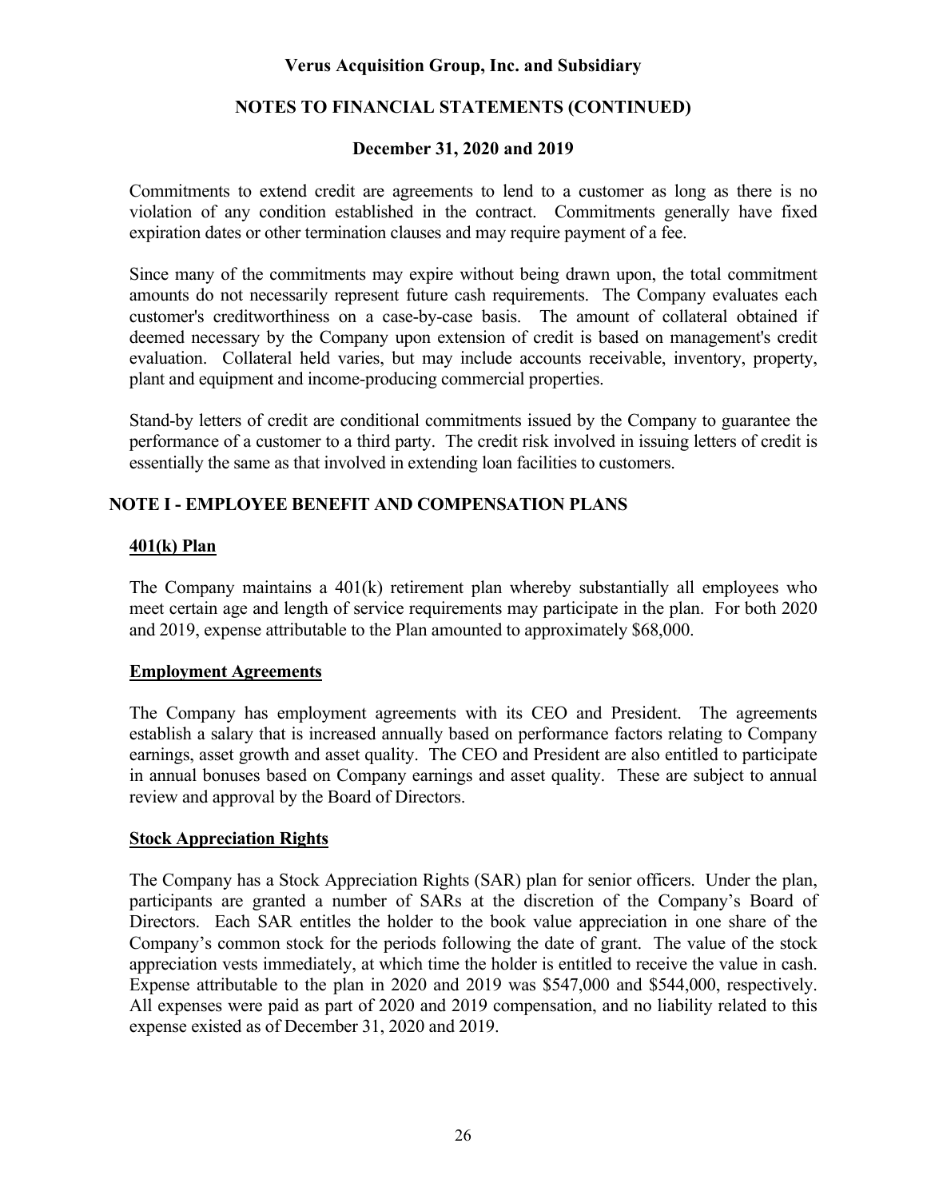Commitments to extend credit are agreements to lend to a customer as long as there is no violation of any condition established in the contract. Commitments generally have fixed expiration dates or other termination clauses and may require payment of a fee.

Since many of the commitments may expire without being drawn upon, the total commitment amounts do not necessarily represent future cash requirements. The Company evaluates each customer's creditworthiness on a case-by-case basis. The amount of collateral obtained if deemed necessary by the Company upon extension of credit is based on management's credit evaluation. Collateral held varies, but may include accounts receivable, inventory, property, plant and equipment and income-producing commercial properties.

Stand-by letters of credit are conditional commitments issued by the Company to guarantee the performance of a customer to a third party. The credit risk involved in issuing letters of credit is essentially the same as that involved in extending loan facilities to customers.

## NOTE I - EMPLOYEE BENEFIT AND COMPENSATION PLANS

### 401(k) Plan

The Company maintains a 401(k) retirement plan whereby substantially all employees who meet certain age and length of service requirements may participate in the plan. For both 2020 and 2019, expense attributable to the Plan amounted to approximately $68,000.

### Employment Agreements

The Company has employment agreements with its CEO and President. The agreements establish a salary that is increased annually based on performance factors relating to Company earnings, asset growth and asset quality. The CEO and President are also entitled to participate in annual bonuses based on Company earnings and asset quality. These are subject to annual review and approval by the Board of Directors.

### Stock Appreciation Rights

The Company has a Stock Appreciation Rights (SAR) plan for senior officers. Under the plan, participants are granted a number of SARs at the discretion of the Company's Board of Directors. Each SAR entitles the holder to the book value appreciation in one share of the Company's common stock for the periods following the date of grant. The value of the stock appreciation vests immediately, at which time the holder is entitled to receive the value in cash. Expense attributable to the plan in 2020 and 2019 was $547,000 and $544,000, respectively. All expenses were paid as part of 2020 and 2019 compensation, and no liability related to this expense existed as of December 31, 2020 and 2019.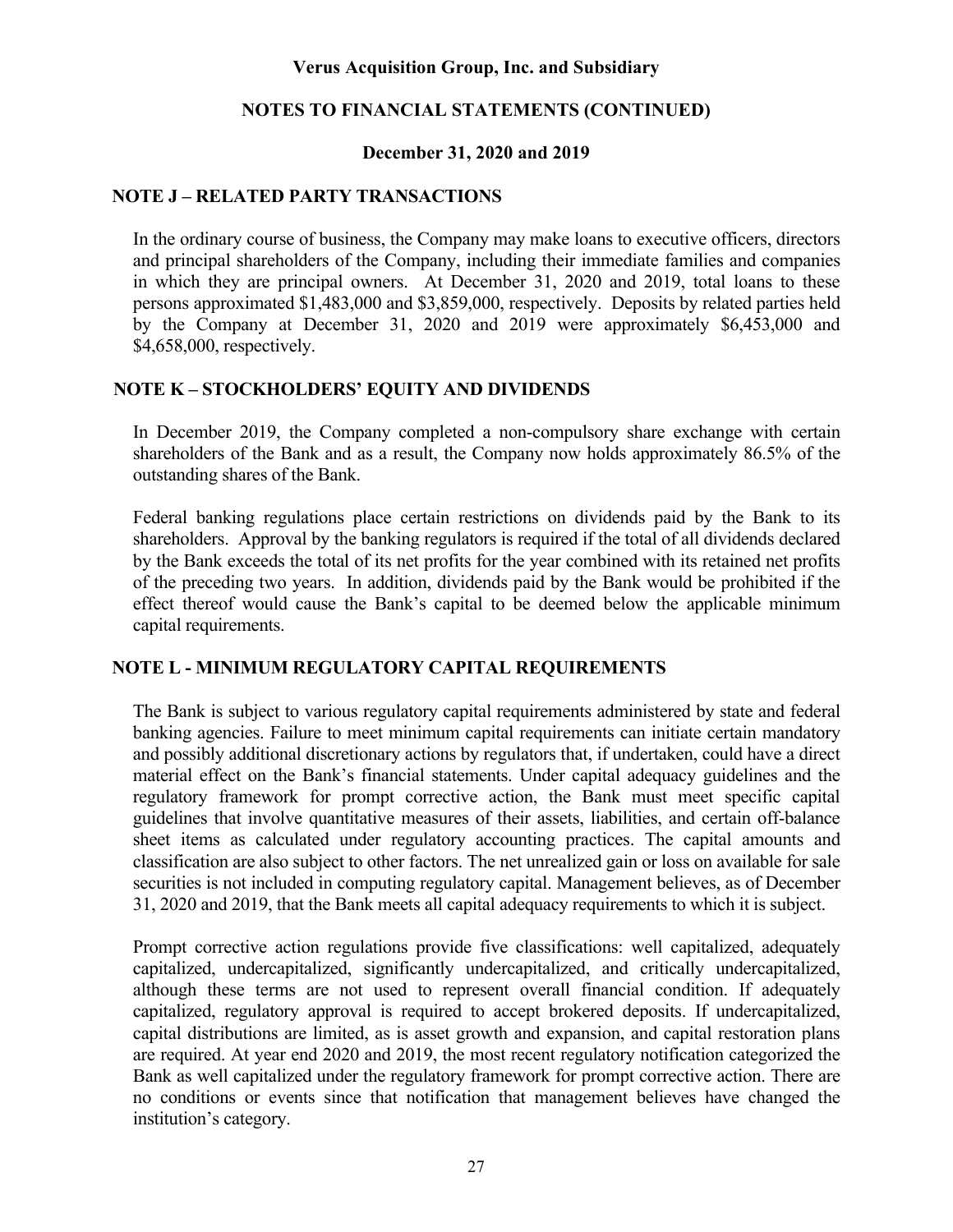## NOTE J – RELATED PARTY TRANSACTIONS

In the ordinary course of business, the Company may make loans to executive officers, directors and principal shareholders of the Company, including their immediate families and companies in which they are principal owners. At December 31, 2020 and 2019, total loans to these persons approximated $1,483,000 and $3,859,000, respectively. Deposits by related parties held by the Company at December 31, 2020 and 2019 were approximately $6,453,000 and $4,658,000, respectively.

## NOTE K – STOCKHOLDERS' EQUITY AND DIVIDENDS

In December 2019, the Company completed a non-compulsory share exchange with certain shareholders of the Bank and as a result, the Company now holds approximately 86.5% of the outstanding shares of the Bank.

Federal banking regulations place certain restrictions on dividends paid by the Bank to its shareholders. Approval by the banking regulators is required if the total of all dividends declared by the Bank exceeds the total of its net profits for the year combined with its retained net profits of the preceding two years. In addition, dividends paid by the Bank would be prohibited if the effect thereof would cause the Bank's capital to be deemed below the applicable minimum capital requirements.

## NOTE L - MINIMUM REGULATORY CAPITAL REQUIREMENTS

The Bank is subject to various regulatory capital requirements administered by state and federal banking agencies. Failure to meet minimum capital requirements can initiate certain mandatory and possibly additional discretionary actions by regulators that, if undertaken, could have a direct material effect on the Bank's financial statements. Under capital adequacy guidelines and the regulatory framework for prompt corrective action, the Bank must meet specific capital guidelines that involve quantitative measures of their assets, liabilities, and certain off-balance sheet items as calculated under regulatory accounting practices. The capital amounts and classification are also subject to other factors. The net unrealized gain or loss on available for sale securities is not included in computing regulatory capital. Management believes, as of December 31, 2020 and 2019, that the Bank meets all capital adequacy requirements to which it is subject.

Prompt corrective action regulations provide five classifications: well capitalized, adequately capitalized, undercapitalized, significantly undercapitalized, and critically undercapitalized, although these terms are not used to represent overall financial condition. If adequately capitalized, regulatory approval is required to accept brokered deposits. If undercapitalized, capital distributions are limited, as is asset growth and expansion, and capital restoration plans are required. At year end 2020 and 2019, the most recent regulatory notification categorized the Bank as well capitalized under the regulatory framework for prompt corrective action. There are no conditions or events since that notification that management believes have changed the institution's category.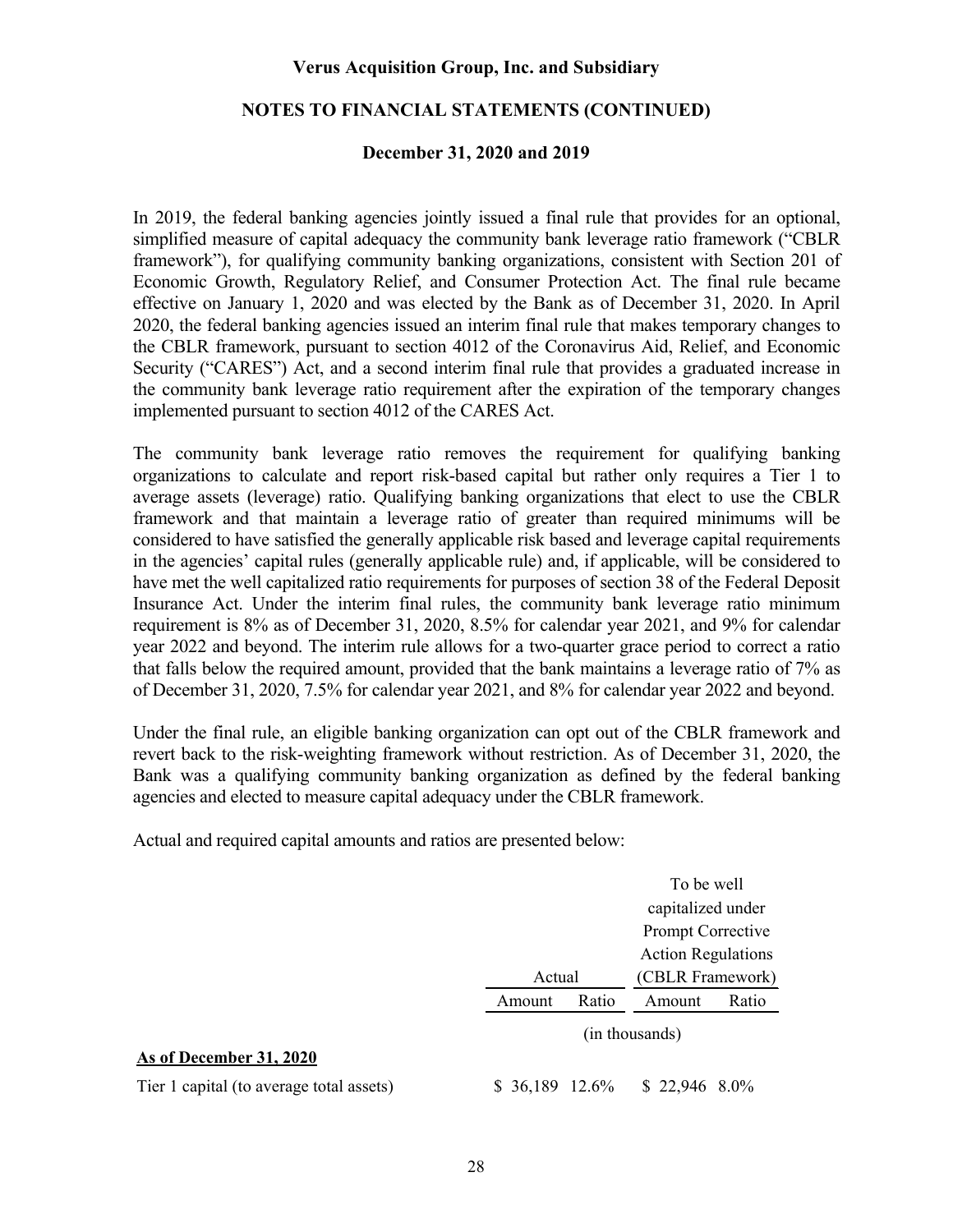In 2019, the federal banking agencies jointly issued a final rule that provides for an optional, simplified measure of capital adequacy the community bank leverage ratio framework ("CBLR framework"), for qualifying community banking organizations, consistent with Section 201 of Economic Growth, Regulatory Relief, and Consumer Protection Act. The final rule became effective on January 1, 2020 and was elected by the Bank as of December 31, 2020. In April 2020, the federal banking agencies issued an interim final rule that makes temporary changes to the CBLR framework, pursuant to section 4012 of the Coronavirus Aid, Relief, and Economic Security ("CARES") Act, and a second interim final rule that provides a graduated increase in the community bank leverage ratio requirement after the expiration of the temporary changes implemented pursuant to section 4012 of the CARES Act.

The community bank leverage ratio removes the requirement for qualifying banking organizations to calculate and report risk-based capital but rather only requires a Tier 1 to average assets (leverage) ratio. Qualifying banking organizations that elect to use the CBLR framework and that maintain a leverage ratio of greater than required minimums will be considered to have satisfied the generally applicable risk based and leverage capital requirements in the agencies' capital rules (generally applicable rule) and, if applicable, will be considered to have met the well capitalized ratio requirements for purposes of section 38 of the Federal Deposit Insurance Act. Under the interim final rules, the community bank leverage ratio minimum requirement is 8% as of December 31, 2020, 8.5% for calendar year 2021, and 9% for calendar year 2022 and beyond. The interim rule allows for a two-quarter grace period to correct a ratio that falls below the required amount, provided that the bank maintains a leverage ratio of 7% as of December 31, 2020, 7.5% for calendar year 2021, and 8% for calendar year 2022 and beyond.

Under the final rule, an eligible banking organization can opt out of the CBLR framework and revert back to the risk-weighting framework without restriction. As of December 31, 2020, the Bank was a qualifying community banking organization as defined by the federal banking agencies and elected to measure capital adequacy under the CBLR framework.

Actual and required capital amounts and ratios are presented below:

| | Actual | | To be well capitalized under Prompt Corrective Action Regulations (CBLR Framework) | |
|---|---|---|---|---|
| | Amount | Ratio | Amount | Ratio |
| | (in thousands) | | | |
| **As of December 31, 2020** | | | | |
| Tier 1 capital (to average total assets) | $ 36,189 | 12.6% | $ 22,946 | 8.0% |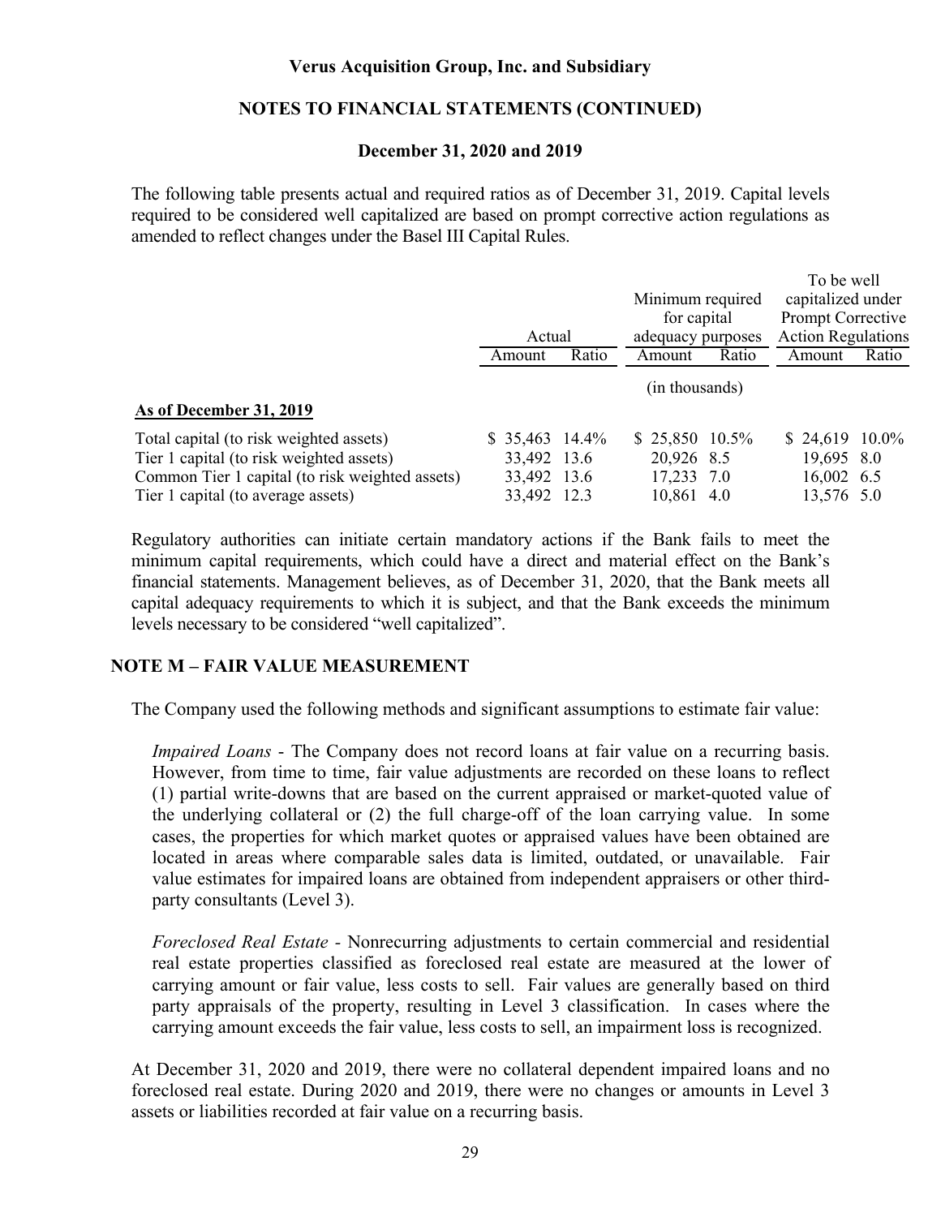The following table presents actual and required ratios as of December 31, 2019. Capital levels required to be considered well capitalized are based on prompt corrective action regulations as amended to reflect changes under the Basel III Capital Rules.

| | Actual | | Minimum required for capital adequacy purposes | | To be well capitalized under Prompt Corrective Action Regulations | |
|---|---|---|---|---|---|---|
| | Amount | Ratio | Amount | Ratio | Amount | Ratio |
| | | | (in thousands) | | | |
| **As of December 31, 2019** | | | | | | |
| Total capital (to risk weighted assets) | $ 35,463 | 14.4% | $ 25,850 | 10.5% | $ 24,619 | 10.0% |
| Tier 1 capital (to risk weighted assets) | 33,492 | 13.6 | 20,926 | 8.5 | 19,695 | 8.0 |
| Common Tier 1 capital (to risk weighted assets) | 33,492 | 13.6 | 17,233 | 7.0 | 16,002 | 6.5 |
| Tier 1 capital (to average assets) | 33,492 | 12.3 | 10,861 | 4.0 | 13,576 | 5.0 |

Regulatory authorities can initiate certain mandatory actions if the Bank fails to meet the minimum capital requirements, which could have a direct and material effect on the Bank's financial statements. Management believes, as of December 31, 2020, that the Bank meets all capital adequacy requirements to which it is subject, and that the Bank exceeds the minimum levels necessary to be considered "well capitalized".

## NOTE M – FAIR VALUE MEASUREMENT

The Company used the following methods and significant assumptions to estimate fair value:

*Impaired Loans* - The Company does not record loans at fair value on a recurring basis. However, from time to time, fair value adjustments are recorded on these loans to reflect (1) partial write-downs that are based on the current appraised or market-quoted value of the underlying collateral or (2) the full charge-off of the loan carrying value. In some cases, the properties for which market quotes or appraised values have been obtained are located in areas where comparable sales data is limited, outdated, or unavailable. Fair value estimates for impaired loans are obtained from independent appraisers or other third-party consultants (Level 3).

*Foreclosed Real Estate* - Nonrecurring adjustments to certain commercial and residential real estate properties classified as foreclosed real estate are measured at the lower of carrying amount or fair value, less costs to sell. Fair values are generally based on third party appraisals of the property, resulting in Level 3 classification. In cases where the carrying amount exceeds the fair value, less costs to sell, an impairment loss is recognized.

At December 31, 2020 and 2019, there were no collateral dependent impaired loans and no foreclosed real estate. During 2020 and 2019, there were no changes or amounts in Level 3 assets or liabilities recorded at fair value on a recurring basis.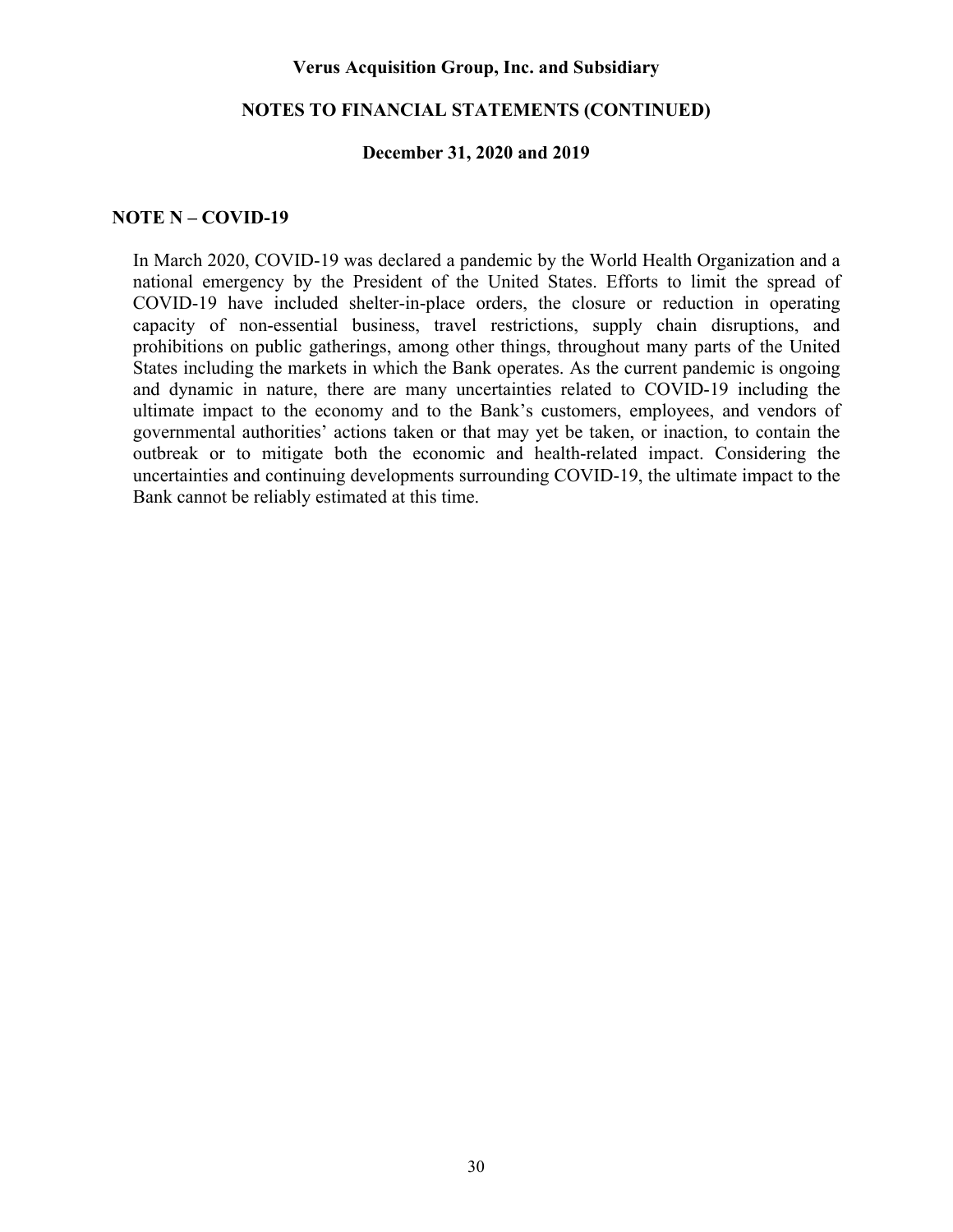## NOTE N – COVID-19

In March 2020, COVID-19 was declared a pandemic by the World Health Organization and a national emergency by the President of the United States. Efforts to limit the spread of COVID-19 have included shelter-in-place orders, the closure or reduction in operating capacity of non-essential business, travel restrictions, supply chain disruptions, and prohibitions on public gatherings, among other things, throughout many parts of the United States including the markets in which the Bank operates. As the current pandemic is ongoing and dynamic in nature, there are many uncertainties related to COVID-19 including the ultimate impact to the economy and to the Bank's customers, employees, and vendors of governmental authorities' actions taken or that may yet be taken, or inaction, to contain the outbreak or to mitigate both the economic and health-related impact. Considering the uncertainties and continuing developments surrounding COVID-19, the ultimate impact to the Bank cannot be reliably estimated at this time.